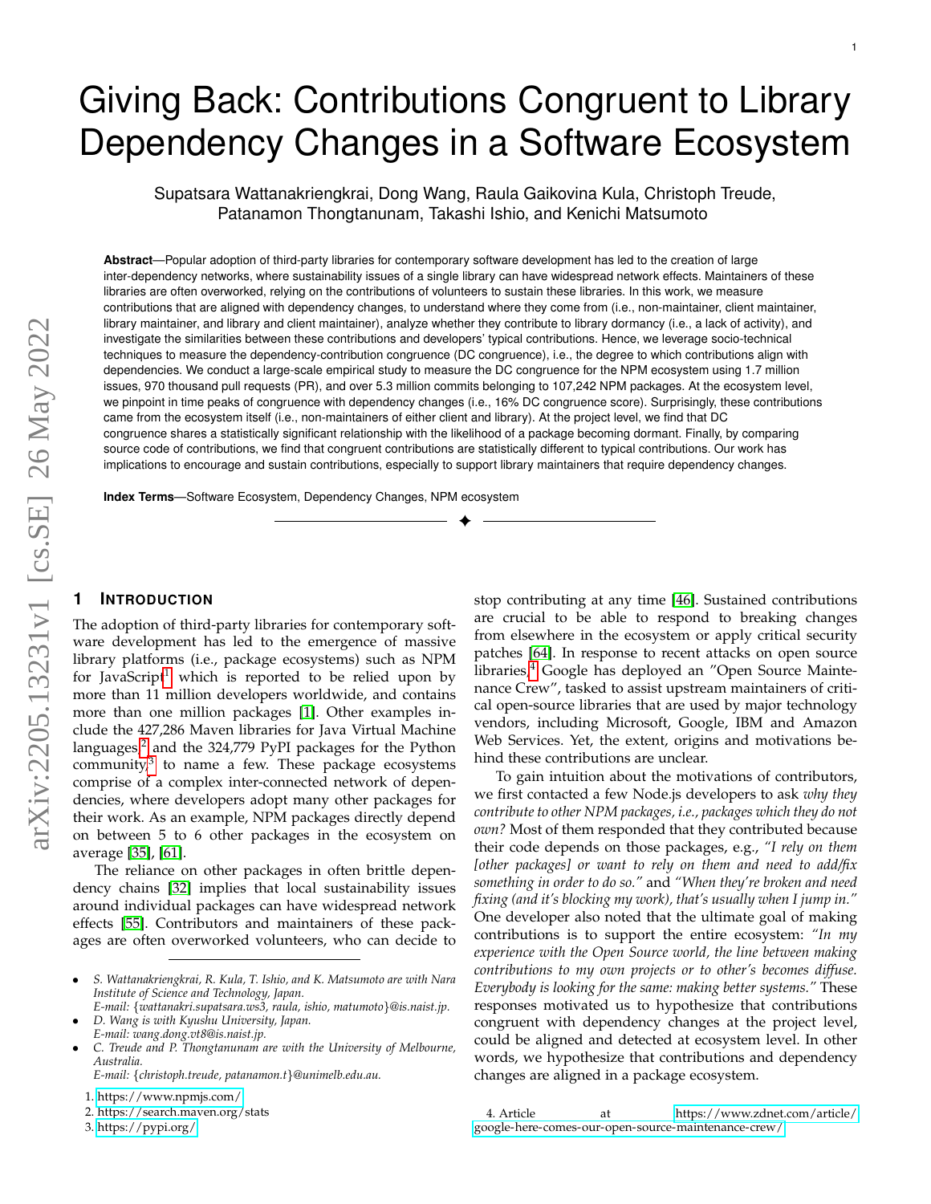# Giving Back: Contributions Congruent to Library Dependency Changes in a Software Ecosystem

Supatsara Wattanakriengkrai, Dong Wang, Raula Gaikovina Kula, Christoph Treude, Patanamon Thongtanunam, Takashi Ishio, and Kenichi Matsumoto

**Abstract**—Popular adoption of third-party libraries for contemporary software development has led to the creation of large inter-dependency networks, where sustainability issues of a single library can have widespread network effects. Maintainers of these libraries are often overworked, relying on the contributions of volunteers to sustain these libraries. In this work, we measure contributions that are aligned with dependency changes, to understand where they come from (i.e., non-maintainer, client maintainer, library maintainer, and library and client maintainer), analyze whether they contribute to library dormancy (i.e., a lack of activity), and investigate the similarities between these contributions and developers' typical contributions. Hence, we leverage socio-technical techniques to measure the dependency-contribution congruence (DC congruence), i.e., the degree to which contributions align with dependencies. We conduct a large-scale empirical study to measure the DC congruence for the NPM ecosystem using 1.7 million issues, 970 thousand pull requests (PR), and over 5.3 million commits belonging to 107,242 NPM packages. At the ecosystem level, we pinpoint in time peaks of congruence with dependency changes (i.e., 16% DC congruence score). Surprisingly, these contributions came from the ecosystem itself (i.e., non-maintainers of either client and library). At the project level, we find that DC congruence shares a statistically significant relationship with the likelihood of a package becoming dormant. Finally, by comparing source code of contributions, we find that congruent contributions are statistically different to typical contributions. Our work has implications to encourage and sustain contributions, especially to support library maintainers that require dependency changes.

**Index Terms**—Software Ecosystem, Dependency Changes, NPM ecosystem

## 1 Introduction

The adoption of third-party libraries for contemporary software development has led to the emergence of massive library platforms (i.e., package ecosystems) such as NPM for JavaScript[1] which is reported to be relied upon by more than 11 million developers worldwide, and contains more than one million packages [1]. Other examples include the 427,286 Maven libraries for Java Virtual Machine languages,[2] and the 324,779 PyPI packages for the Python community,[3] to name a few. These package ecosystems comprise of a complex inter-connected network of dependencies, where developers adopt many other packages for their work. As an example, NPM packages directly depend on between 5 to 6 other packages in the ecosystem on average [35], [61].

The reliance on other packages in often brittle dependency chains [32] implies that local sustainability issues around individual packages can have widespread network effects [55]. Contributors and maintainers of these packages are often overworked volunteers, who can decide to stop contributing at any time [46]. Sustained contributions are crucial to be able to respond to breaking changes from elsewhere in the ecosystem or apply critical security patches [64]. In response to recent attacks on open source libraries,[4] Google has deployed an "Open Source Maintenance Crew", tasked to assist upstream maintainers of critical open-source libraries that are used by major technology vendors, including Microsoft, Google, IBM and Amazon Web Services. Yet, the extent, origins and motivations behind these contributions are unclear.

To gain intuition about the motivations of contributors, we first contacted a few Node.js developers to ask *why they contribute to other NPM packages, i.e., packages which they do not own?* Most of them responded that they contributed because their code depends on those packages, e.g., *"I rely on them [other packages] or want to rely on them and need to add/fix something in order to do so."* and *"When they're broken and need fixing (and it's blocking my work), that's usually when I jump in."* One developer also noted that the ultimate goal of making contributions is to support the entire ecosystem: *"In my experience with the Open Source world, the line between making contributions to my own projects or to other's becomes diffuse. Everybody is looking for the same: making better systems."* These responses motivated us to hypothesize that contributions congruent with dependency changes at the project level, could be aligned and detected at ecosystem level. In other words, we hypothesize that contributions and dependency changes are aligned in a package ecosystem.

---

- S. Wattanakriengkrai, R. Kula, T. Ishio, and K. Matsumoto are with Nara Institute of Science and Technology, Japan. E-mail: {wattanakri.supatsara.ws3, raula, ishio, matumoto}@is.naist.jp.
- D. Wang is with Kyushu University, Japan. E-mail: wang.dong.vt8@is.naist.jp.
- C. Treude and P. Thongtanunam are with the University of Melbourne, Australia. E-mail: {christoph.treude, patanamon.t}@unimelb.edu.au.

1. https://www.npmjs.com/
2. https://search.maven.org/stats
3. https://pypi.org/
4. Article at https://www.zdnet.com/article/google-here-comes-our-open-source-maintenance-crew/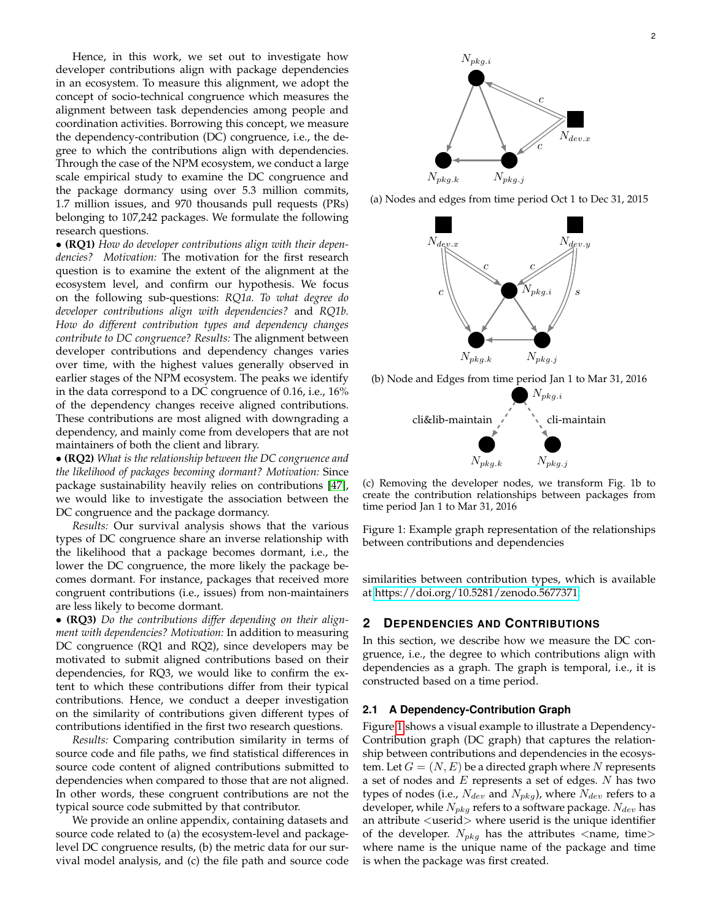Hence, in this work, we set out to investigate how developer contributions align with package dependencies in an ecosystem. To measure this alignment, we adopt the concept of socio-technical congruence which measures the alignment between task dependencies among people and coordination activities. Borrowing this concept, we measure the dependency-contribution (DC) congruence, i.e., the degree to which the contributions align with dependencies. Through the case of the NPM ecosystem, we conduct a large scale empirical study to examine the DC congruence and the package dormancy using over 5.3 million commits, 1.7 million issues, and 970 thousands pull requests (PRs) belonging to 107,242 packages. We formulate the following research questions.

- **(RQ1)** *How do developer contributions align with their dependencies? Motivation:* The motivation for the first research question is to examine the extent of the alignment at the ecosystem level, and confirm our hypothesis. We focus on the following sub-questions: *RQ1a. To what degree do developer contributions align with dependencies?* and *RQ1b. How do different contribution types and dependency changes contribute to DC congruence? Results:* The alignment between developer contributions and dependency changes varies over time, with the highest values generally observed in earlier stages of the NPM ecosystem. The peaks we identify in the data correspond to a DC congruence of 0.16, i.e., 16% of the dependency changes receive aligned contributions. These contributions are most aligned with downgrading a dependency, and mainly come from developers that are not maintainers of both the client and library.
- **(RQ2)** *What is the relationship between the DC congruence and the likelihood of packages becoming dormant? Motivation:* Since package sustainability heavily relies on contributions [47], we would like to investigate the association between the DC congruence and the package dormancy.

*Results:* Our survival analysis shows that the various types of DC congruence share an inverse relationship with the likelihood that a package becomes dormant, i.e., the lower the DC congruence, the more likely the package becomes dormant. For instance, packages that received more congruent contributions (i.e., issues) from non-maintainers are less likely to become dormant.

- **(RQ3)** *Do the contributions differ depending on their alignment with dependencies? Motivation:* In addition to measuring DC congruence (RQ1 and RQ2), since developers may be motivated to submit aligned contributions based on their dependencies, for RQ3, we would like to confirm the extent to which these contributions differ from their typical contributions. Hence, we conduct a deeper investigation on the similarity of contributions given different types of contributions identified in the first two research questions.

*Results:* Comparing contribution similarity in terms of source code and file paths, we find statistical differences in source code content of aligned contributions submitted to dependencies when compared to those that are not aligned. In other words, these congruent contributions are not the typical source code submitted by that contributor.

We provide an online appendix, containing datasets and source code related to (a) the ecosystem-level and package-level DC congruence results, (b) the metric data for our survival model analysis, and (c) the file path and source code similarities between contribution types, which is available at https://doi.org/10.5281/zenodo.5677371.

(a) Nodes and edges from time period Oct 1 to Dec 31, 2015

(b) Node and Edges from time period Jan 1 to Mar 31, 2016

(c) Removing the developer nodes, we transform Fig. 1b to create the contribution relationships between packages from time period Jan 1 to Mar 31, 2016

Figure 1: Example graph representation of the relationships between contributions and dependencies

## 2 Dependencies and Contributions

In this section, we describe how we measure the DC congruence, i.e., the degree to which contributions align with dependencies as a graph. The graph is temporal, i.e., it is constructed based on a time period.

### 2.1 A Dependency-Contribution Graph

Figure 1 shows a visual example to illustrate a Dependency-Contribution graph (DC graph) that captures the relationship between contributions and dependencies in the ecosystem. Let $G = (N, E)$ be a directed graph where $N$ represents a set of nodes and $E$ represents a set of edges. $N$ has two types of nodes (i.e., $N_{dev}$ and $N_{pkg}$), where $N_{dev}$ refers to a developer, while $N_{pkg}$ refers to a software package. $N_{dev}$ has an attribute <userid> where userid is the unique identifier of the developer. $N_{pkg}$ has the attributes <name, time> where name is the unique name of the package and time is when the package was first created.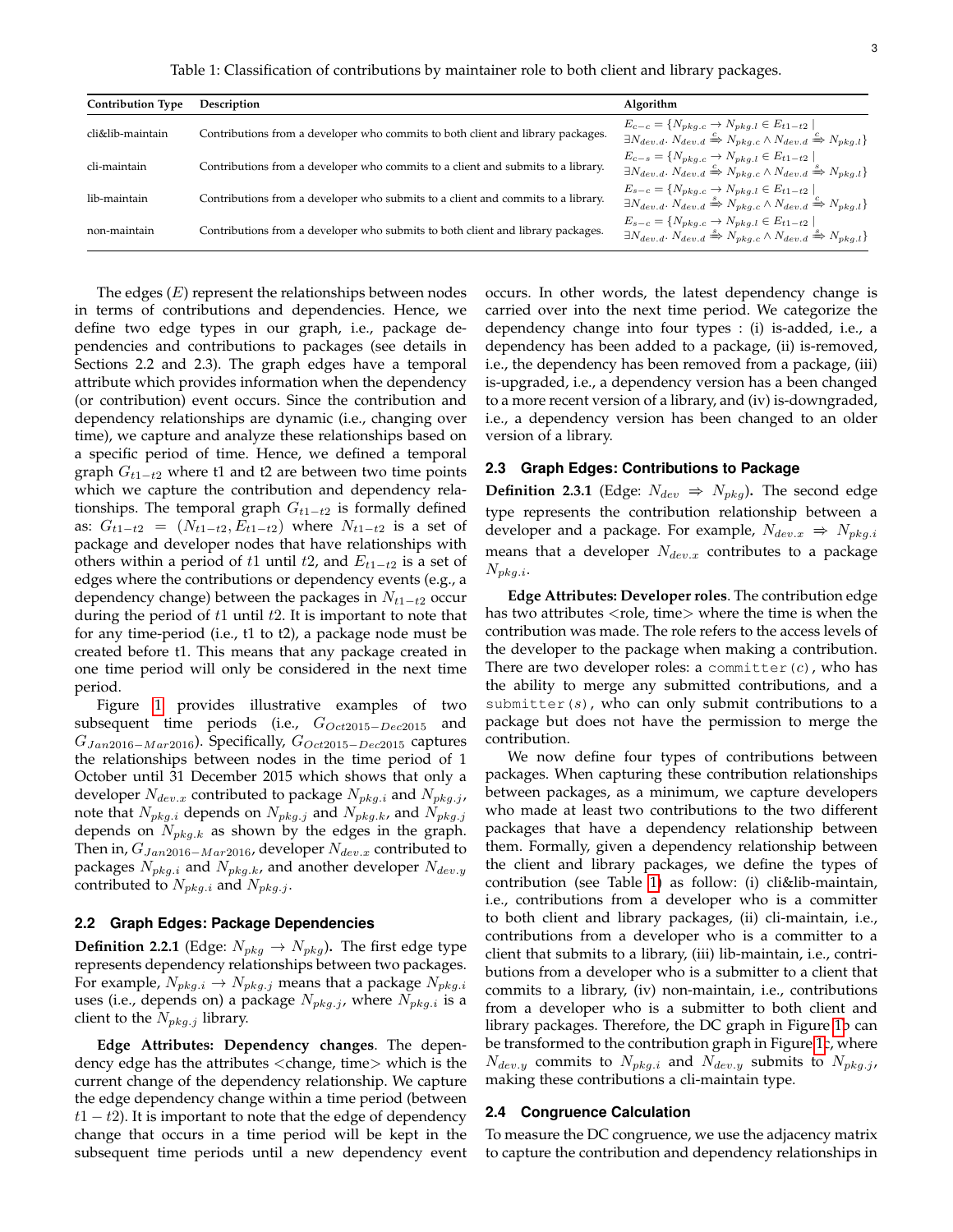Table 1: Classification of contributions by maintainer role to both client and library packages.

| Contribution Type | Description | Algorithm |
| --- | --- | --- |
| cli&lib-maintain | Contributions from a developer who commits to both client and library packages. | $E_{c-c} = \{N_{pkg.c} \rightarrow N_{pkg.l} \in E_{t1-t2} \mid \exists N_{dev.d}.\ N_{dev.d} \overset{c}{\Rightarrow} N_{pkg.c} \wedge N_{dev.d} \overset{c}{\Rightarrow} N_{pkg.l}\}$ |
| cli-maintain | Contributions from a developer who commits to a client and submits to a library. | $E_{c-s} = \{N_{pkg.c} \rightarrow N_{pkg.l} \in E_{t1-t2} \mid \exists N_{dev.d}.\ N_{dev.d} \overset{c}{\Rightarrow} N_{pkg.c} \wedge N_{dev.d} \overset{s}{\Rightarrow} N_{pkg.l}\}$ |
| lib-maintain | Contributions from a developer who submits to a client and commits to a library. | $E_{s-c} = \{N_{pkg.c} \rightarrow N_{pkg.l} \in E_{t1-t2} \mid \exists N_{dev.d}.\ N_{dev.d} \overset{s}{\Rightarrow} N_{pkg.c} \wedge N_{dev.d} \overset{c}{\Rightarrow} N_{pkg.l}\}$ |
| non-maintain | Contributions from a developer who submits to both client and library packages. | $E_{s-c} = \{N_{pkg.c} \rightarrow N_{pkg.l} \in E_{t1-t2} \mid \exists N_{dev.d}.\ N_{dev.d} \overset{s}{\Rightarrow} N_{pkg.c} \wedge N_{dev.d} \overset{s}{\Rightarrow} N_{pkg.l}\}$ |

The edges ($E$) represent the relationships between nodes in terms of contributions and dependencies. Hence, we define two edge types in our graph, i.e., package dependencies and contributions to packages (see details in Sections 2.2 and 2.3). The graph edges have a temporal attribute which provides information when the dependency (or contribution) event occurs. Since the contribution and dependency relationships are dynamic (i.e., changing over time), we capture and analyze these relationships based on a specific period of time. Hence, we defined a temporal graph $G_{t1-t2}$ where t1 and t2 are between two time points which we capture the contribution and dependency relationships. The temporal graph $G_{t1-t2}$ is formally defined as: $G_{t1-t2} = (N_{t1-t2}, E_{t1-t2})$ where $N_{t1-t2}$ is a set of package and developer nodes that have relationships with others within a period of $t1$ until $t2$, and $E_{t1-t2}$ is a set of edges where the contributions or dependency events (e.g., a dependency change) between the packages in $N_{t1-t2}$ occur during the period of $t1$ until $t2$. It is important to note that for any time-period (i.e., t1 to t2), a package node must be created before t1. This means that any package created in one time period will only be considered in the next time period.

Figure 1 provides illustrative examples of two subsequent time periods (i.e., $G_{Oct2015-Dec2015}$ and $G_{Jan2016-Mar2016}$). Specifically, $G_{Oct2015-Dec2015}$ captures the relationships between nodes in the time period of 1 October until 31 December 2015 which shows that only a developer $N_{dev.x}$ contributed to package $N_{pkg.i}$ and $N_{pkg.j}$, note that $N_{pkg.i}$ depends on $N_{pkg.j}$ and $N_{pkg.k}$, and $N_{pkg.j}$ depends on $N_{pkg.k}$ as shown by the edges in the graph. Then in, $G_{Jan2016-Mar2016}$, developer $N_{dev.x}$ contributed to packages $N_{pkg.i}$ and $N_{pkg.k}$, and another developer $N_{dev.y}$ contributed to $N_{pkg.i}$ and $N_{pkg.j}$.

## 2.2 Graph Edges: Package Dependencies

**Definition 2.2.1** (Edge: $N_{pkg} \rightarrow N_{pkg}$)**.** The first edge type represents dependency relationships between two packages. For example, $N_{pkg.i} \rightarrow N_{pkg.j}$ means that a package $N_{pkg.i}$ uses (i.e., depends on) a package $N_{pkg.j}$, where $N_{pkg.i}$ is a client to the $N_{pkg.j}$ library.

**Edge Attributes: Dependency changes**. The dependency edge has the attributes <change, time> which is the current change of the dependency relationship. We capture the edge dependency change within a time period (between $t1 - t2$). It is important to note that the edge of dependency change that occurs in a time period will be kept in the subsequent time periods until a new dependency event occurs. In other words, the latest dependency change is carried over into the next time period. We categorize the dependency change into four types : (i) is-added, i.e., a dependency has been added to a package, (ii) is-removed, i.e., the dependency has been removed from a package, (iii) is-upgraded, i.e., a dependency version has a been changed to a more recent version of a library, and (iv) is-downgraded, i.e., a dependency version has been changed to an older version of a library.

## 2.3 Graph Edges: Contributions to Package

**Definition 2.3.1** (Edge: $N_{dev} \Rightarrow N_{pkg}$)**.** The second edge type represents the contribution relationship between a developer and a package. For example, $N_{dev.x} \Rightarrow N_{pkg.i}$ means that a developer $N_{dev.x}$ contributes to a package $N_{pkg.i}$.

**Edge Attributes: Developer roles**. The contribution edge has two attributes <role, time> where the time is when the contribution was made. The role refers to the access levels of the developer to the package when making a contribution. There are two developer roles: a `committer(c)`, who has the ability to merge any submitted contributions, and a `submitter(s)`, who can only submit contributions to a package but does not have the permission to merge the contribution.

We now define four types of contributions between packages. When capturing these contribution relationships between packages, as a minimum, we capture developers who made at least two contributions to the two different packages that have a dependency relationship between them. Formally, given a dependency relationship between the client and library packages, we define the types of contribution (see Table 1) as follow: (i) cli&lib-maintain, i.e., contributions from a developer who is a committer to both client and library packages, (ii) cli-maintain, i.e., contributions from a developer who is a committer to a client that submits to a library, (iii) lib-maintain, i.e., contributions from a developer who is a submitter to a client that commits to a library, (iv) non-maintain, i.e., contributions from a developer who is a submitter to both client and library packages. Therefore, the DC graph in Figure 1b can be transformed to the contribution graph in Figure 1c, where $N_{dev.y}$ commits to $N_{pkg.i}$ and $N_{dev.y}$ submits to $N_{pkg.j}$, making these contributions a cli-maintain type.

## 2.4 Congruence Calculation

To measure the DC congruence, we use the adjacency matrix to capture the contribution and dependency relationships in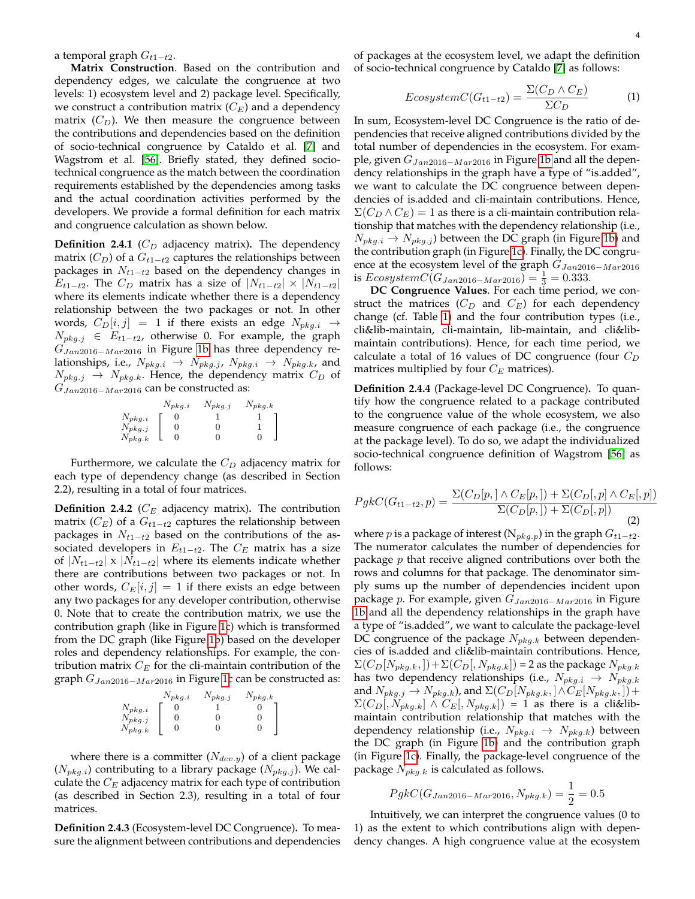a temporal graph $G_{t1-t2}$.

**Matrix Construction**. Based on the contribution and dependency edges, we calculate the congruence at two levels: 1) ecosystem level and 2) package level. Specifically, we construct a contribution matrix ($C_E$) and a dependency matrix ($C_D$). We then measure the congruence between the contributions and dependencies based on the definition of socio-technical congruence by Cataldo et al. [7] and Wagstrom et al. [56]. Briefly stated, they defined socio-technical congruence as the match between the coordination requirements established by the dependencies among tasks and the actual coordination activities performed by the developers. We provide a formal definition for each matrix and congruence calculation as shown below.

**Definition 2.4.1** ($C_D$ adjacency matrix)**.** The dependency matrix ($C_D$) of a $G_{t1-t2}$ captures the relationships between packages in $N_{t1-t2}$ based on the dependency changes in $E_{t1-t2}$. The $C_D$ matrix has a size of $|N_{t1-t2}| \times |N_{t1-t2}|$ where its elements indicate whether there is a dependency relationship between the two packages or not. In other words, $C_D[i,j] = 1$ if there exists an edge $N_{pkg.i} \rightarrow N_{pkg.j} \in E_{t1-t2}$, otherwise 0. For example, the graph $G_{Jan2016-Mar2016}$ in Figure 1b has three dependency relationships, i.e., $N_{pkg.i} \rightarrow N_{pkg.j}$, $N_{pkg.i} \rightarrow N_{pkg.k}$, and $N_{pkg.j} \rightarrow N_{pkg.k}$. Hence, the dependency matrix $C_D$ of $G_{Jan2016-Mar2016}$ can be constructed as:

$$
\begin{array}{c} N_{pkg.i} \\ N_{pkg.j} \\ N_{pkg.k} \end{array}
\overset{\begin{array}{ccc} N_{pkg.i} & N_{pkg.j} & N_{pkg.k} \end{array}}{\begin{bmatrix} 0 & 1 & 1 \\ 0 & 0 & 1 \\ 0 & 0 & 0 \end{bmatrix}}
$$

Furthermore, we calculate the $C_D$ adjacency matrix for each type of dependency change (as described in Section 2.2), resulting in a total of four matrices.

**Definition 2.4.2** ($C_E$ adjacency matrix)**.** The contribution matrix ($C_E$) of a $G_{t1-t2}$ captures the relationship between packages in $N_{t1-t2}$ based on the contributions of the associated developers in $E_{t1-t2}$. The $C_E$ matrix has a size of $|N_{t1-t2}|$ x $|N_{t1-t2}|$ where its elements indicate whether there are contributions between two packages or not. In other words, $C_E[i,j] = 1$ if there exists an edge between any two packages for any developer contribution, otherwise 0. Note that to create the contribution matrix, we use the contribution graph (like in Figure 1c) which is transformed from the DC graph (like Figure 1b) based on the developer roles and dependency relationships. For example, the contribution matrix $C_E$ for the cli-maintain contribution of the graph $G_{Jan2016-Mar2016}$ in Figure 1c can be constructed as:

$$
\begin{array}{c} N_{pkg.i} \\ N_{pkg.j} \\ N_{pkg.k} \end{array}
\overset{\begin{array}{ccc} N_{pkg.i} & N_{pkg.j} & N_{pkg.k} \end{array}}{\begin{bmatrix} 0 & 1 & 0 \\ 0 & 0 & 0 \\ 0 & 0 & 0 \end{bmatrix}}
$$

where there is a committer ($N_{dev.y}$) of a client package ($N_{pkg.i}$) contributing to a library package ($N_{pkg.j}$). We calculate the $C_E$ adjacency matrix for each type of contribution (as described in Section 2.3), resulting in a total of four matrices.

**Definition 2.4.3** (Ecosystem-level DC Congruence)**.** To measure the alignment between contributions and dependencies of packages at the ecosystem level, we adapt the definition of socio-technical congruence by Cataldo [7] as follows:

$$
EcosystemC(G_{t1-t2}) = \frac{\Sigma(C_D \wedge C_E)}{\Sigma C_D} \tag{1}
$$

In sum, Ecosystem-level DC Congruence is the ratio of dependencies that receive aligned contributions divided by the total number of dependencies in the ecosystem. For example, given $G_{Jan2016-Mar2016}$ in Figure 1b and all the dependency relationships in the graph have a type of "is.added", we want to calculate the DC congruence between dependencies of is.added and cli-maintain contributions. Hence, $\Sigma(C_D \wedge C_E) = 1$ as there is a cli-maintain contribution relationship that matches with the dependency relationship (i.e., $N_{pkg.i} \rightarrow N_{pkg.j}$) between the DC graph (in Figure 1b) and the contribution graph (in Figure 1c). Finally, the DC congruence at the ecosystem level of the graph $G_{Jan2016-Mar2016}$ is $EcosystemC(G_{Jan2016-Mar2016}) = \frac{1}{3} = 0.333$.

**DC Congruence Values**. For each time period, we construct the matrices ($C_D$ and $C_E$) for each dependency change (cf. Table 1) and the four contribution types (i.e., cli&lib-maintain, cli-maintain, lib-maintain, and cli&lib-maintain contributions). Hence, for each time period, we calculate a total of 16 values of DC congruence (four $C_D$ matrices multiplied by four $C_E$ matrices).

**Definition 2.4.4** (Package-level DC Congruence)**.** To quantify how the congruence related to a package contributed to the congruence value of the whole ecosystem, we also measure congruence of each package (i.e., the congruence at the package level). To do so, we adapt the individualized socio-technical congruence definition of Wagstrom [56] as follows:

$$
PgkC(G_{t1-t2}, p) = \frac{\Sigma(C_D[p,] \wedge C_E[p,]) + \Sigma(C_D[,p] \wedge C_E[,p])}{\Sigma(C_D[p,]) + \Sigma(C_D[,p])} \tag{2}
$$

where $p$ is a package of interest ($N_{pkg.p}$) in the graph $G_{t1-t2}$. The numerator calculates the number of dependencies for package $p$ that receive aligned contributions over both the rows and columns for that package. The denominator simply sums up the number of dependencies incident upon package $p$. For example, given $G_{Jan2016-Mar2016}$ in Figure 1b and all the dependency relationships in the graph have a type of "is.added", we want to calculate the package-level DC congruence of the package $N_{pkg.k}$ between dependencies of is.added and cli&lib-maintain contributions. Hence, $\Sigma(C_D[N_{pkg.k},]) + \Sigma(C_D[,N_{pkg.k}])$ = 2 as the package $N_{pkg.k}$ has two dependency relationships (i.e., $N_{pkg.i} \rightarrow N_{pkg.k}$ and $N_{pkg.j} \rightarrow N_{pkg.k}$), and $\Sigma(C_D[N_{pkg.k},] \wedge C_E[N_{pkg.k},]) + \Sigma(C_D[,N_{pkg.k}] \wedge C_E[,N_{pkg.k}])$ = 1 as there is a cli&lib-maintain contribution relationship that matches with the dependency relationship (i.e., $N_{pkg.i} \rightarrow N_{pkg.k}$) between the DC graph (in Figure 1b) and the contribution graph (in Figure 1c). Finally, the package-level congruence of the package $N_{pkg.k}$ is calculated as follows.

$$
PgkC(G_{Jan2016-Mar2016}, N_{pkg.k}) = \frac{1}{2} = 0.5
$$

Intuitively, we can interpret the congruence values (0 to 1) as the extent to which contributions align with dependency changes. A high congruence value at the ecosystem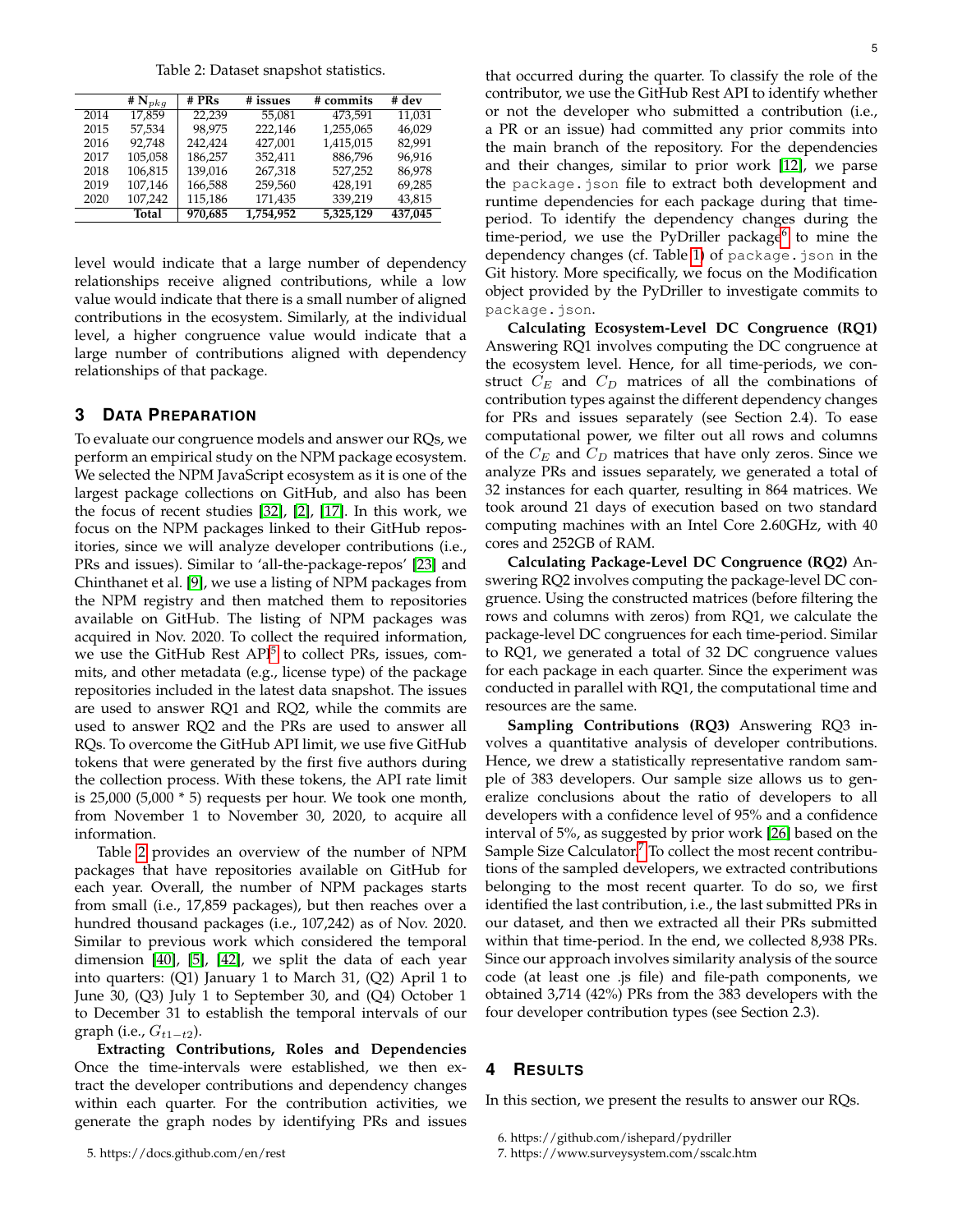Table 2: Dataset snapshot statistics.

| | # $N_{pkg}$ | # PRs | # issues | # commits | # dev |
|---|---|---|---|---|---|
| 2014 | 17,859 | 22,239 | 55,081 | 473,591 | 11,031 |
| 2015 | 57,534 | 98,975 | 222,146 | 1,255,065 | 46,029 |
| 2016 | 92,748 | 242,424 | 427,001 | 1,415,015 | 82,991 |
| 2017 | 105,058 | 186,257 | 352,411 | 886,796 | 96,916 |
| 2018 | 106,815 | 139,016 | 267,318 | 527,252 | 86,978 |
| 2019 | 107,146 | 166,588 | 259,560 | 428,191 | 69,285 |
| 2020 | 107,242 | 115,186 | 171,435 | 339,219 | 43,815 |
| | **Total** | **970,685** | **1,754,952** | **5,325,129** | **437,045** |

level would indicate that a large number of dependency relationships receive aligned contributions, while a low value would indicate that there is a small number of aligned contributions in the ecosystem. Similarly, at the individual level, a higher congruence value would indicate that a large number of contributions aligned with dependency relationships of that package.

## 3 Data Preparation

To evaluate our congruence models and answer our RQs, we perform an empirical study on the NPM package ecosystem. We selected the NPM JavaScript ecosystem as it is one of the largest package collections on GitHub, and also has been the focus of recent studies [32], [2], [17]. In this work, we focus on the NPM packages linked to their GitHub repositories, since we will analyze developer contributions (i.e., PRs and issues). Similar to 'all-the-package-repos' [23] and Chinthanet et al. [9], we use a listing of NPM packages from the NPM registry and then matched them to repositories available on GitHub. The listing of NPM packages was acquired in Nov. 2020. To collect the required information, we use the GitHub Rest API[5] to collect PRs, issues, commits, and other metadata (e.g., license type) of the package repositories included in the latest data snapshot. The issues are used to answer RQ1 and RQ2, while the commits are used to answer RQ2 and the PRs are used to answer all RQs. To overcome the GitHub API limit, we use five GitHub tokens that were generated by the first five authors during the collection process. With these tokens, the API rate limit is 25,000 (5,000 * 5) requests per hour. We took one month, from November 1 to November 30, 2020, to acquire all information.

Table 2 provides an overview of the number of NPM packages that have repositories available on GitHub for each year. Overall, the number of NPM packages starts from small (i.e., 17,859 packages), but then reaches over a hundred thousand packages (i.e., 107,242) as of Nov. 2020. Similar to previous work which considered the temporal dimension [40], [5], [42], we split the data of each year into quarters: (Q1) January 1 to March 31, (Q2) April 1 to June 30, (Q3) July 1 to September 30, and (Q4) October 1 to December 31 to establish the temporal intervals of our graph (i.e., $G_{t1-t2}$).

**Extracting Contributions, Roles and Dependencies** Once the time-intervals were established, we then extract the developer contributions and dependency changes within each quarter. For the contribution activities, we generate the graph nodes by identifying PRs and issues that occurred during the quarter. To classify the role of the contributor, we use the GitHub Rest API to identify whether or not the developer who submitted a contribution (i.e., a PR or an issue) had committed any prior commits into the main branch of the repository. For the dependencies and their changes, similar to prior work [12], we parse the `package.json` file to extract both development and runtime dependencies for each package during that time-period. To identify the dependency changes during the time-period, we use the PyDriller package[6] to mine the dependency changes (cf. Table 1) of `package.json` in the Git history. More specifically, we focus on the Modification object provided by the PyDriller to investigate commits to `package.json`.

**Calculating Ecosystem-Level DC Congruence (RQ1)** Answering RQ1 involves computing the DC congruence at the ecosystem level. Hence, for all time-periods, we construct $C_E$ and $C_D$ matrices of all the combinations of contribution types against the different dependency changes for PRs and issues separately (see Section 2.4). To ease computational power, we filter out all rows and columns of the $C_E$ and $C_D$ matrices that have only zeros. Since we analyze PRs and issues separately, we generated a total of 32 instances for each quarter, resulting in 864 matrices. We took around 21 days of execution based on two standard computing machines with an Intel Core 2.60GHz, with 40 cores and 252GB of RAM.

**Calculating Package-Level DC Congruence (RQ2)** Answering RQ2 involves computing the package-level DC congruence. Using the constructed matrices (before filtering the rows and columns with zeros) from RQ1, we calculate the package-level DC congruences for each time-period. Similar to RQ1, we generated a total of 32 DC congruence values for each package in each quarter. Since the experiment was conducted in parallel with RQ1, the computational time and resources are the same.

**Sampling Contributions (RQ3)** Answering RQ3 involves a quantitative analysis of developer contributions. Hence, we drew a statistically representative random sample of 383 developers. Our sample size allows us to generalize conclusions about the ratio of developers to all developers with a confidence level of 95% and a confidence interval of 5%, as suggested by prior work [26] based on the Sample Size Calculator.[7] To collect the most recent contributions of the sampled developers, we extracted contributions belonging to the most recent quarter. To do so, we first identified the last contribution, i.e., the last submitted PRs in our dataset, and then we extracted all their PRs submitted within that time-period. In the end, we collected 8,938 PRs. Since our approach involves similarity analysis of the source code (at least one .js file) and file-path components, we obtained 3,714 (42%) PRs from the 383 developers with the four developer contribution types (see Section 2.3).

## 4 Results

In this section, we present the results to answer our RQs.

5. https://docs.github.com/en/rest

6. https://github.com/ishepard/pydriller

7. https://www.surveysystem.com/sscalc.htm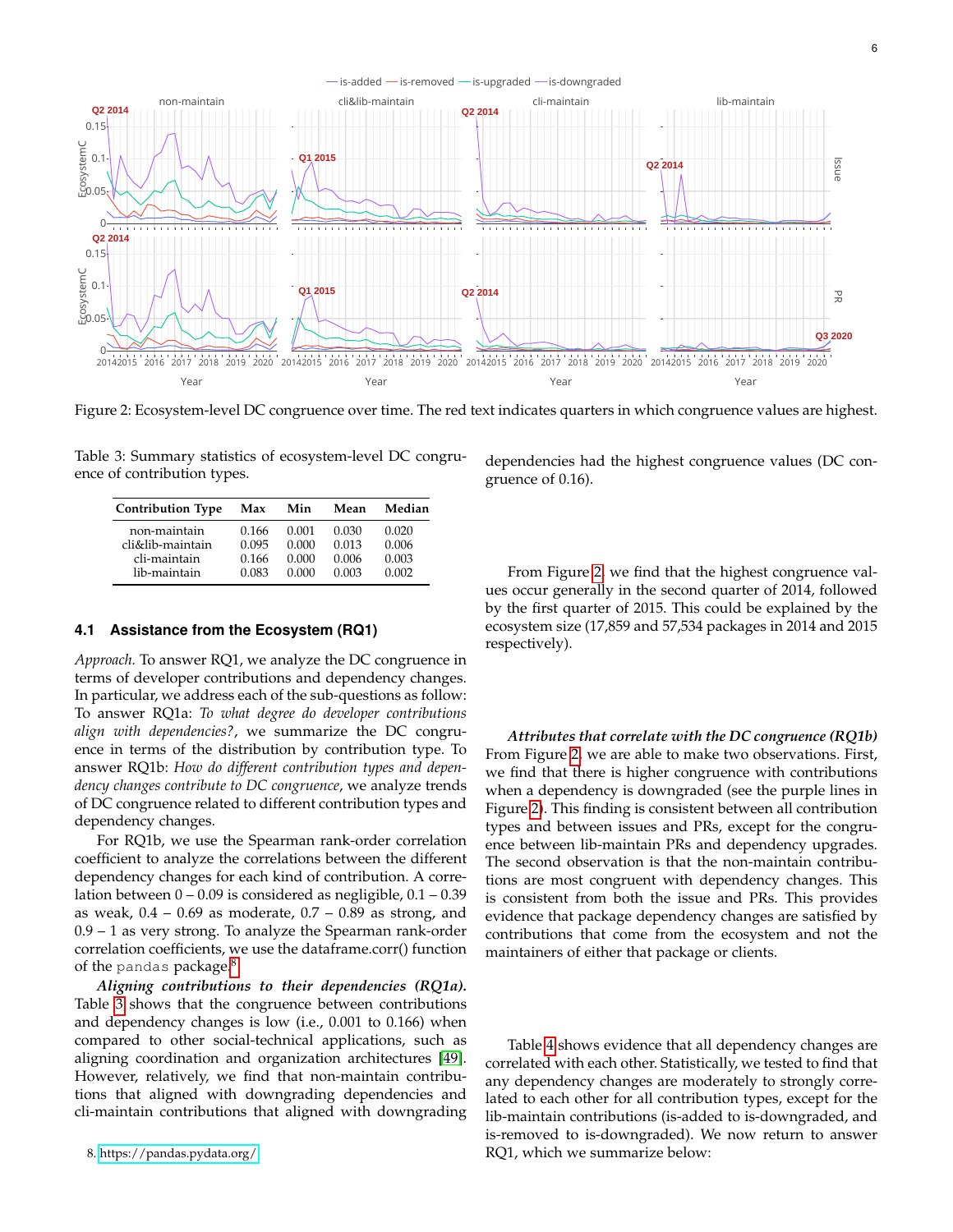Figure 2: Ecosystem-level DC congruence over time. The red text indicates quarters in which congruence values are highest.

Table 3: Summary statistics of ecosystem-level DC congruence of contribution types.

| Contribution Type | Max | Min | Mean | Median |
|---|---|---|---|---|
| non-maintain | 0.166 | 0.001 | 0.030 | 0.020 |
| cli&lib-maintain | 0.095 | 0.000 | 0.013 | 0.006 |
| cli-maintain | 0.166 | 0.000 | 0.006 | 0.003 |
| lib-maintain | 0.083 | 0.000 | 0.003 | 0.002 |

### 4.1 Assistance from the Ecosystem (RQ1)

*Approach.* To answer RQ1, we analyze the DC congruence in terms of developer contributions and dependency changes. In particular, we address each of the sub-questions as follow: To answer RQ1a: *To what degree do developer contributions align with dependencies?*, we summarize the DC congruence in terms of the distribution by contribution type. To answer RQ1b: *How do different contribution types and dependency changes contribute to DC congruence*, we analyze trends of DC congruence related to different contribution types and dependency changes.

For RQ1b, we use the Spearman rank-order correlation coefficient to analyze the correlations between the different dependency changes for each kind of contribution. A correlation between 0 – 0.09 is considered as negligible, 0.1 – 0.39 as weak, 0.4 – 0.69 as moderate, 0.7 – 0.89 as strong, and 0.9 – 1 as very strong. To analyze the Spearman rank-order correlation coefficients, we use the dataframe.corr() function of the `pandas` package.[8]

***Aligning contributions to their dependencies (RQ1a).*** Table 3 shows that the congruence between contributions and dependency changes is low (i.e., 0.001 to 0.166) when compared to other social-technical applications, such as aligning coordination and organization architectures [49]. However, relatively, we find that non-maintain contributions that aligned with downgrading dependencies and cli-maintain contributions that aligned with downgrading dependencies had the highest congruence values (DC congruence of 0.16).

From Figure 2, we find that the highest congruence values occur generally in the second quarter of 2014, followed by the first quarter of 2015. This could be explained by the ecosystem size (17,859 and 57,534 packages in 2014 and 2015 respectively).

***Attributes that correlate with the DC congruence (RQ1b)*** From Figure 2, we are able to make two observations. First, we find that there is higher congruence with contributions when a dependency is downgraded (see the purple lines in Figure 2). This finding is consistent between all contribution types and between issues and PRs, except for the congruence between lib-maintain PRs and dependency upgrades. The second observation is that the non-maintain contributions are most congruent with dependency changes. This is consistent from both the issue and PRs. This provides evidence that package dependency changes are satisfied by contributions that come from the ecosystem and not the maintainers of either that package or clients.

Table 4 shows evidence that all dependency changes are correlated with each other. Statistically, we tested to find that any dependency changes are moderately to strongly correlated to each other for all contribution types, except for the lib-maintain contributions (is-added to is-downgraded, and is-removed to is-downgraded). We now return to answer RQ1, which we summarize below:

8. https://pandas.pydata.org/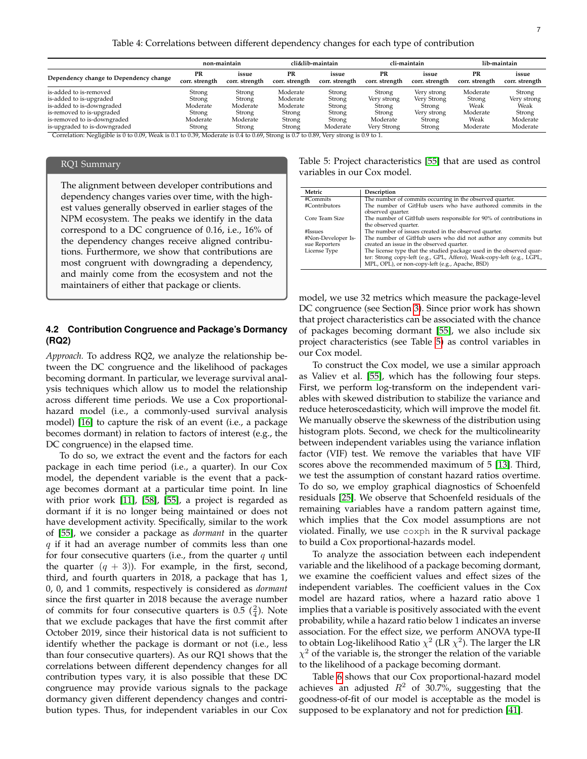Table 4: Correlations between different dependency changes for each type of contribution

| Dependency change to Dependency change | non-maintain | | cli&lib-maintain | | cli-maintain | | lib-maintain | |
|---|---|---|---|---|---|---|---|---|
| | PR corr. strength | issue corr. strength | PR corr. strength | issue corr. strength | PR corr. strength | issue corr. strength | PR corr. strength | issue corr. strength |
| is-added to is-removed | Strong | Strong | Moderate | Strong | Strong | Very strong | Moderate | Strong |
| is-added to is-upgraded | Strong | Strong | Moderate | Strong | Very strong | Very Strong | Strong | Very strong |
| is-added to is-downgraded | Moderate | Moderate | Moderate | Strong | Strong | Strong | Weak | Weak |
| is-removed to is-upgraded | Strong | Strong | Strong | Strong | Strong | Very strong | Moderate | Strong |
| is-removed to is-downgraded | Moderate | Moderate | Strong | Strong | Moderate | Strong | Weak | Moderate |
| is-upgraded to is-downgraded | Strong | Strong | Strong | Moderate | Very Strong | Strong | Moderate | Moderate |

Correlation: Negligible is 0 to 0.09, Weak is 0.1 to 0.39, Moderate is 0.4 to 0.69, Strong is 0.7 to 0.89, Very strong is 0.9 to 1.

> **RQ1 Summary**
>
> The alignment between developer contributions and dependency changes varies over time, with the highest values generally observed in earlier stages of the NPM ecosystem. The peaks we identify in the data correspond to a DC congruence of 0.16, i.e., 16% of the dependency changes receive aligned contributions. Furthermore, we show that contributions are most congruent with downgrading a dependency, and mainly come from the ecosystem and not the maintainers of either that package or clients.

### 4.2 Contribution Congruence and Package's Dormancy (RQ2)

*Approach.* To address RQ2, we analyze the relationship between the DC congruence and the likelihood of packages becoming dormant. In particular, we leverage survival analysis techniques which allow us to model the relationship across different time periods. We use a Cox proportional-hazard model (i.e., a commonly-used survival analysis model) [16] to capture the risk of an event (i.e., a package becomes dormant) in relation to factors of interest (e.g., the DC congruence) in the elapsed time.

To do so, we extract the event and the factors for each package in each time period (i.e., a quarter). In our Cox model, the dependent variable is the event that a package becomes dormant at a particular time point. In line with prior work [11], [58], [55], a project is regarded as dormant if it is no longer being maintained or does not have development activity. Specifically, similar to the work of [55], we consider a package as *dormant* in the quarter $q$ if it had an average number of commits less than one for four consecutive quarters (i.e., from the quarter $q$ until the quarter $(q + 3)$). For example, in the first, second, third, and fourth quarters in 2018, a package that has 1, 0, 0, and 1 commits, respectively is considered as *dormant* since the first quarter in 2018 because the average number of commits for four consecutive quarters is 0.5 ($\frac{2}{4}$). Note that we exclude packages that have the first commit after October 2019, since their historical data is not sufficient to identify whether the package is dormant or not (i.e., less than four consecutive quarters). As our RQ1 shows that the correlations between different dependency changes for all contribution types vary, it is also possible that these DC congruence may provide various signals to the package dormancy given different dependency changes and contribution types. Thus, for independent variables in our Cox model, we use 32 metrics which measure the package-level DC congruence (see Section 3). Since prior work has shown that project characteristics can be associated with the chance of packages becoming dormant [55], we also include six project characteristics (see Table 5) as control variables in our Cox model.

Table 5: Project characteristics [55] that are used as control variables in our Cox model.

| Metric | Description |
|---|---|
| #Commits | The number of commits occurring in the observed quarter. |
| #Contributors | The number of GitHub users who have authored commits in the observed quarter. |
| Core Team Size | The number of GitHub users responsible for 90% of contributions in the observed quarter. |
| #Issues | The number of issues created in the observed quarter. |
| #Non-Developer Issue Reporters | The number of GitHub users who did not author any commits but created an issue in the observed quarter. |
| License Type | The license type that the studied package used in the observed quarter: Strong copy-left (e.g., GPL, Affero), Weak-copy-left (e.g., LGPL, MPL, OPL), or non-copy-left (e.g., Apache, BSD) |

To construct the Cox model, we use a similar approach as Valiev et al. [55], which has the following four steps. First, we perform log-transform on the independent variables with skewed distribution to stabilize the variance and reduce heteroscedasticity, which will improve the model fit. We manually observe the skewness of the distribution using histogram plots. Second, we check for the multicolinearity between independent variables using the variance inflation factor (VIF) test. We remove the variables that have VIF scores above the recommended maximum of 5 [13]. Third, we test the assumption of constant hazard ratios overtime. To do so, we employ graphical diagnostics of Schoenfeld residuals [25]. We observe that Schoenfeld residuals of the remaining variables have a random pattern against time, which implies that the Cox model assumptions are not violated. Finally, we use `coxph` in the R survival package to build a Cox proportional-hazards model.

To analyze the association between each independent variable and the likelihood of a package becoming dormant, we examine the coefficient values and effect sizes of the independent variables. The coefficient values in the Cox model are hazard ratios, where a hazard ratio above 1 implies that a variable is positively associated with the event probability, while a hazard ratio below 1 indicates an inverse association. For the effect size, we perform ANOVA type-II to obtain Log-likelihood Ratio $\chi^2$ (LR $\chi^2$). The larger the LR $\chi^2$ of the variable is, the stronger the relation of the variable to the likelihood of a package becoming dormant.

Table 6 shows that our Cox proportional-hazard model achieves an adjusted $R^2$ of 30.7%, suggesting that the goodness-of-fit of our model is acceptable as the model is supposed to be explanatory and not for prediction [41].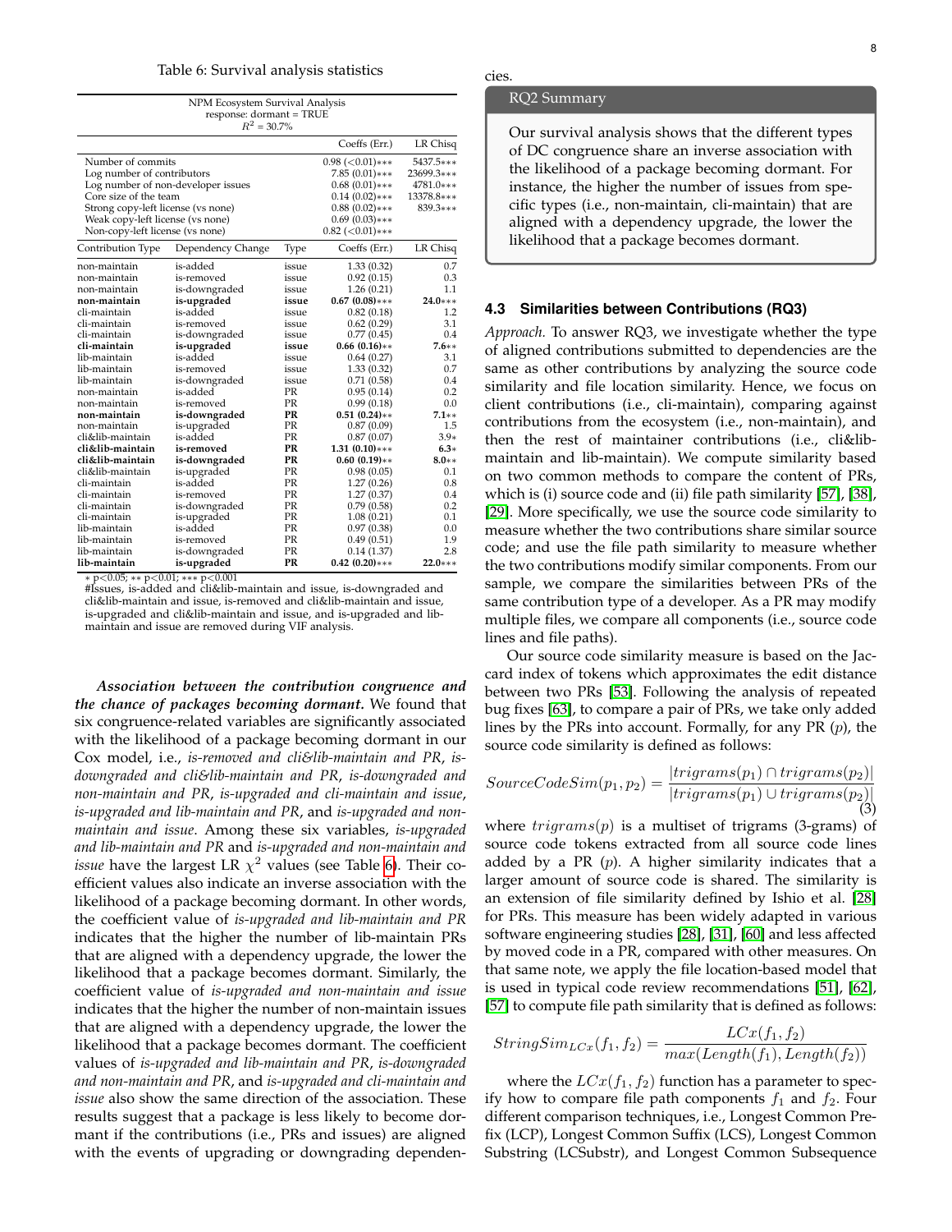Table 6: Survival analysis statistics

| NPM Ecosystem Survival Analysis<br>response: dormant = TRUE<br>$R^2$ = 30.7% | | | | |
|---|---|---|---|---|
| | | | Coeffs (Err.) | LR Chisq |
| Number of commits | | | 0.98 (<0.01)*** | 5437.5*** |
| Log number of contributors | | | 7.85 (0.01)*** | 23699.3*** |
| Log number of non-developer issues | | | 0.68 (0.01)*** | 4781.0*** |
| Core size of the team | | | 0.14 (0.02)*** | 13378.8*** |
| Strong copy-left license (vs none) | | | 0.88 (0.02)*** | 839.3*** |
| Weak copy-left license (vs none) | | | 0.69 (0.03)*** | |
| Non-copy-left license (vs none) | | | 0.82 (<0.01)*** | |
| **Contribution Type** | **Dependency Change** | **Type** | **Coeffs (Err.)** | **LR Chisq** |
| non-maintain | is-added | issue | 1.33 (0.32) | 0.7 |
| non-maintain | is-removed | issue | 0.92 (0.15) | 0.3 |
| non-maintain | is-downgraded | issue | 1.26 (0.21) | 1.1 |
| **non-maintain** | **is-upgraded** | **issue** | **0.67 (0.08)***** | **24.0***** |
| cli-maintain | is-added | issue | 0.82 (0.18) | 1.2 |
| cli-maintain | is-removed | issue | 0.62 (0.29) | 3.1 |
| cli-maintain | is-downgraded | issue | 0.77 (0.45) | 0.4 |
| **cli-maintain** | **is-upgraded** | **issue** | **0.66 (0.16)**** | **7.6**** |
| lib-maintain | is-added | issue | 0.64 (0.27) | 3.1 |
| lib-maintain | is-removed | issue | 1.33 (0.32) | 0.7 |
| lib-maintain | is-downgraded | issue | 0.71 (0.58) | 0.4 |
| non-maintain | is-added | PR | 0.95 (0.14) | 0.2 |
| non-maintain | is-removed | PR | 0.99 (0.18) | 0.0 |
| **non-maintain** | **is-downgraded** | **PR** | **0.51 (0.24)**** | **7.1**** |
| non-maintain | is-upgraded | PR | 0.87 (0.09) | 1.5 |
| cli&lib-maintain | is-added | PR | 0.87 (0.07) | 3.9* |
| **cli&lib-maintain** | **is-removed** | **PR** | **1.31 (0.10)***** | **6.3*** |
| **cli&lib-maintain** | **is-downgraded** | **PR** | **0.60 (0.19)**** | **8.0**** |
| cli&lib-maintain | is-upgraded | PR | 0.98 (0.05) | 0.1 |
| cli-maintain | is-added | PR | 1.27 (0.26) | 0.8 |
| cli-maintain | is-removed | PR | 1.27 (0.37) | 0.4 |
| cli-maintain | is-downgraded | PR | 0.79 (0.58) | 0.2 |
| cli-maintain | is-upgraded | PR | 1.08 (0.21) | 0.1 |
| lib-maintain | is-added | PR | 0.97 (0.38) | 0.0 |
| lib-maintain | is-removed | PR | 0.49 (0.51) | 1.9 |
| lib-maintain | is-downgraded | PR | 0.14 (1.37) | 2.8 |
| **lib-maintain** | **is-upgraded** | **PR** | **0.42 (0.20)***** | **22.0***** |

* p<0.05; ** p<0.01; *** p<0.001
#Issues, is-added and cli&lib-maintain and issue, is-downgraded and cli&lib-maintain and issue, is-removed and cli&lib-maintain and issue, is-upgraded and cli&lib-maintain and issue, and is-upgraded and lib-maintain and issue are removed during VIF analysis.

***Association between the contribution congruence and the chance of packages becoming dormant.*** We found that six congruence-related variables are significantly associated with the likelihood of a package becoming dormant in our Cox model, i.e., *is-removed and cli&lib-maintain and PR*, *is-downgraded and cli&lib-maintain and PR*, *is-downgraded and non-maintain and PR*, *is-upgraded and cli-maintain and issue*, *is-upgraded and lib-maintain and PR*, and *is-upgraded and non-maintain and issue*. Among these six variables, *is-upgraded and lib-maintain and PR* and *is-upgraded and non-maintain and issue* have the largest LR $\chi^2$ values (see Table 6). Their coefficient values also indicate an inverse association with the likelihood of a package becoming dormant. In other words, the coefficient value of *is-upgraded and lib-maintain and PR* indicates that the higher the number of lib-maintain PRs that are aligned with a dependency upgrade, the lower the likelihood that a package becomes dormant. Similarly, the coefficient value of *is-upgraded and non-maintain and issue* indicates that the higher the number of non-maintain issues that are aligned with a dependency upgrade, the lower the likelihood that a package becomes dormant. The coefficient values of *is-upgraded and lib-maintain and PR*, *is-downgraded and non-maintain and PR*, and *is-upgraded and cli-maintain and issue* also show the same direction of the association. These results suggest that a package is less likely to become dormant if the contributions (i.e., PRs and issues) are aligned with the events of upgrading or downgrading dependencies.

> **RQ2 Summary**
>
> Our survival analysis shows that the different types of DC congruence share an inverse association with the likelihood of a package becoming dormant. For instance, the higher the number of issues from specific types (i.e., non-maintain, cli-maintain) that are aligned with a dependency upgrade, the lower the likelihood that a package becomes dormant.

### 4.3 Similarities between Contributions (RQ3)

*Approach.* To answer RQ3, we investigate whether the type of aligned contributions submitted to dependencies are the same as other contributions by analyzing the source code similarity and file location similarity. Hence, we focus on client contributions (i.e., cli-maintain), comparing against contributions from the ecosystem (i.e., non-maintain), and then the rest of maintainer contributions (i.e., cli&lib-maintain and lib-maintain). We compute similarity based on two common methods to compare the content of PRs, which is (i) source code and (ii) file path similarity [57], [38], [29]. More specifically, we use the source code similarity to measure whether the two contributions share similar source code; and use the file path similarity to measure whether the two contributions modify similar components. From our sample, we compare the similarities between PRs of the same contribution type of a developer. As a PR may modify multiple files, we compare all components (i.e., source code lines and file paths).

Our source code similarity measure is based on the Jaccard index of tokens which approximates the edit distance between two PRs [53]. Following the analysis of repeated bug fixes [63], to compare a pair of PRs, we take only added lines by the PRs into account. Formally, for any PR ($p$), the source code similarity is defined as follows:

$$SourceCodeSim(p_1, p_2) = \frac{|trigrams(p_1) \cap trigrams(p_2)|}{|trigrams(p_1) \cup trigrams(p_2)|} \quad (3)$$

where $trigrams(p)$ is a multiset of trigrams (3-grams) of source code tokens extracted from all source code lines added by a PR ($p$). A higher similarity indicates that a larger amount of source code is shared. The similarity is an extension of file similarity defined by Ishio et al. [28] for PRs. This measure has been widely adapted in various software engineering studies [28], [31], [60] and less affected by moved code in a PR, compared with other measures. On that same note, we apply the file location-based model that is used in typical code review recommendations [51], [62], [57] to compute file path similarity that is defined as follows:

$$StringSim_{LCx}(f_1, f_2) = \frac{LCx(f_1, f_2)}{max(Length(f_1), Length(f_2))}$$

where the $LCx(f_1, f_2)$ function has a parameter to specify how to compare file path components $f_1$ and $f_2$. Four different comparison techniques, i.e., Longest Common Prefix (LCP), Longest Common Suffix (LCS), Longest Common Substring (LCSubstr), and Longest Common Subsequence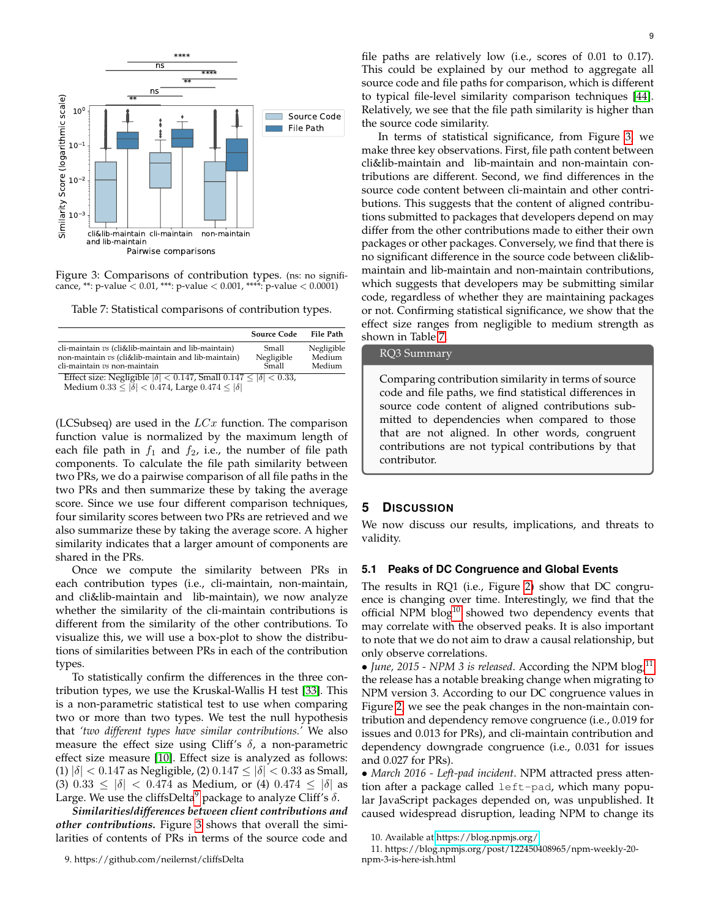Figure 3: Comparisons of contribution types. (ns: no significance, **: p-value < 0.01, ***: p-value < 0.001, ****: p-value < 0.0001)

Table 7: Statistical comparisons of contribution types.

| | Source Code | File Path |
|---|---|---|
| cli-maintain *vs* (cli&lib-maintain and lib-maintain) | Small | Negligible |
| non-maintain *vs* (cli&lib-maintain and lib-maintain) | Negligible | Medium |
| cli-maintain *vs* non-maintain | Small | Medium |

Effect size: Negligible $|\delta| < 0.147$, Small $0.147 \le |\delta| < 0.33$, Medium $0.33 \le |\delta| < 0.474$, Large $0.474 \le |\delta|$

(LCSubseq) are used in the $LCx$ function. The comparison function value is normalized by the maximum length of each file path in $f_1$ and $f_2$, i.e., the number of file path components. To calculate the file path similarity between two PRs, we do a pairwise comparison of all file paths in the two PRs and then summarize these by taking the average score. Since we use four different comparison techniques, four similarity scores between two PRs are retrieved and we also summarize these by taking the average score. A higher similarity indicates that a larger amount of components are shared in the PRs.

Once we compute the similarity between PRs in each contribution types (i.e., cli-maintain, non-maintain, and cli&lib-maintain and lib-maintain), we now analyze whether the similarity of the cli-maintain contributions is different from the similarity of the other contributions. To visualize this, we will use a box-plot to show the distributions of similarities between PRs in each of the contribution types.

To statistically confirm the differences in the three contribution types, we use the Kruskal-Wallis H test [33]. This is a non-parametric statistical test to use when comparing two or more than two types. We test the null hypothesis that *'two different types have similar contributions.'* We also measure the effect size using Cliff's $\delta$, a non-parametric effect size measure [10]. Effect size is analyzed as follows: (1) $|\delta| < 0.147$ as Negligible, (2) $0.147 \le |\delta| < 0.33$ as Small, (3) $0.33 \le |\delta| < 0.474$ as Medium, or (4) $0.474 \le |\delta|$ as Large. We use the cliffsDelta[9] package to analyze Cliff's $\delta$.

***Similarities/differences between client contributions and other contributions.*** Figure 3 shows that overall the similarities of contents of PRs in terms of the source code and file paths are relatively low (i.e., scores of 0.01 to 0.17). This could be explained by our method to aggregate all source code and file paths for comparison, which is different to typical file-level similarity comparison techniques [44]. Relatively, we see that the file path similarity is higher than the source code similarity.

In terms of statistical significance, from Figure 3, we make three key observations. First, file path content between cli&lib-maintain and lib-maintain and non-maintain contributions are different. Second, we find differences in the source code content between cli-maintain and other contributions. This suggests that the content of aligned contributions submitted to packages that developers depend on may differ from the other contributions made to either their own packages or other packages. Conversely, we find that there is no significant difference in the source code between cli&lib-maintain and lib-maintain and non-maintain contributions, which suggests that developers may be submitting similar code, regardless of whether they are maintaining packages or not. Confirming statistical significance, we show that the effect size ranges from negligible to medium strength as shown in Table 7.

> **RQ3 Summary**
>
> Comparing contribution similarity in terms of source code and file paths, we find statistical differences in source code content of aligned contributions submitted to dependencies when compared to those that are not aligned. In other words, congruent contributions are not typical contributions by that contributor.

## 5 Discussion

We now discuss our results, implications, and threats to validity.

### 5.1 Peaks of DC Congruence and Global Events

The results in RQ1 (i.e., Figure 2) show that DC congruence is changing over time. Interestingly, we find that the official NPM blog[10] showed two dependency events that may correlate with the observed peaks. It is also important to note that we do not aim to draw a causal relationship, but only observe correlations.

- *June, 2015 - NPM 3 is released*. According the NPM blog,[11] the release has a notable breaking change when migrating to NPM version 3. According to our DC congruence values in Figure 2, we see the peak changes in the non-maintain contribution and dependency remove congruence (i.e., 0.019 for issues and 0.013 for PRs), and cli-maintain contribution and dependency downgrade congruence (i.e., 0.031 for issues and 0.027 for PRs).
- *March 2016 - Left-pad incident*. NPM attracted press attention after a package called `left-pad`, which many popular JavaScript packages depended on, was unpublished. It caused widespread disruption, leading NPM to change its

9. https://github.com/neilernst/cliffsDelta

10. Available at https://blog.npmjs.org/

11. https://blog.npmjs.org/post/122450408965/npm-weekly-20-npm-3-is-here-ish.html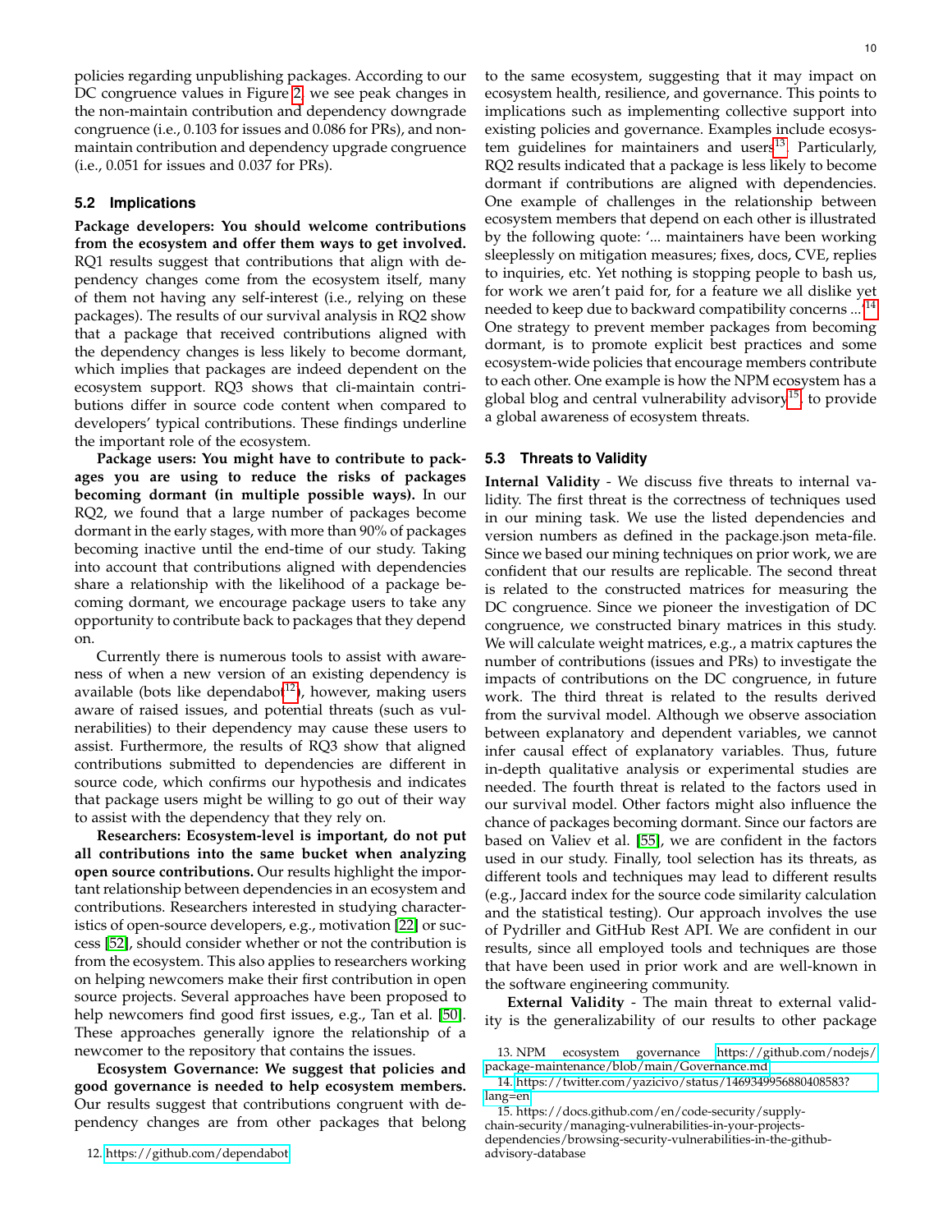policies regarding unpublishing packages. According to our DC congruence values in Figure 2, we see peak changes in the non-maintain contribution and dependency downgrade congruence (i.e., 0.103 for issues and 0.086 for PRs), and non-maintain contribution and dependency upgrade congruence (i.e., 0.051 for issues and 0.037 for PRs).

### 5.2 Implications

**Package developers: You should welcome contributions from the ecosystem and offer them ways to get involved.** RQ1 results suggest that contributions that align with dependency changes come from the ecosystem itself, many of them not having any self-interest (i.e., relying on these packages). The results of our survival analysis in RQ2 show that a package that received contributions aligned with the dependency changes is less likely to become dormant, which implies that packages are indeed dependent on the ecosystem support. RQ3 shows that cli-maintain contributions differ in source code content when compared to developers' typical contributions. These findings underline the important role of the ecosystem.

**Package users: You might have to contribute to packages you are using to reduce the risks of packages becoming dormant (in multiple possible ways).** In our RQ2, we found that a large number of packages become dormant in the early stages, with more than 90% of packages becoming inactive until the end-time of our study. Taking into account that contributions aligned with dependencies share a relationship with the likelihood of a package becoming dormant, we encourage package users to take any opportunity to contribute back to packages that they depend on.

Currently there is numerous tools to assist with awareness of when a new version of an existing dependency is available (bots like dependabot[12]), however, making users aware of raised issues, and potential threats (such as vulnerabilities) to their dependency may cause these users to assist. Furthermore, the results of RQ3 show that aligned contributions submitted to dependencies are different in source code, which confirms our hypothesis and indicates that package users might be willing to go out of their way to assist with the dependency that they rely on.

**Researchers: Ecosystem-level is important, do not put all contributions into the same bucket when analyzing open source contributions.** Our results highlight the important relationship between dependencies in an ecosystem and contributions. Researchers interested in studying characteristics of open-source developers, e.g., motivation [22] or success [52], should consider whether or not the contribution is from the ecosystem. This also applies to researchers working on helping newcomers make their first contribution in open source projects. Several approaches have been proposed to help newcomers find good first issues, e.g., Tan et al. [50]. These approaches generally ignore the relationship of a newcomer to the repository that contains the issues.

**Ecosystem Governance: We suggest that policies and good governance is needed to help ecosystem members.** Our results suggest that contributions congruent with dependency changes are from other packages that belong to the same ecosystem, suggesting that it may impact on ecosystem health, resilience, and governance. This points to implications such as implementing collective support into existing policies and governance. Examples include ecosystem guidelines for maintainers and users[13]. Particularly, RQ2 results indicated that a package is less likely to become dormant if contributions are aligned with dependencies. One example of challenges in the relationship between ecosystem members that depend on each other is illustrated by the following quote: '... maintainers have been working sleeplessly on mitigation measures; fixes, docs, CVE, replies to inquiries, etc. Yet nothing is stopping people to bash us, for work we aren't paid for, for a feature we all dislike yet needed to keep due to backward compatibility concerns ...'[14] One strategy to prevent member packages from becoming dormant, is to promote explicit best practices and some ecosystem-wide policies that encourage members contribute to each other. One example is how the NPM ecosystem has a global blog and central vulnerability advisory[15] to provide a global awareness of ecosystem threats.

### 5.3 Threats to Validity

**Internal Validity** - We discuss five threats to internal validity. The first threat is the correctness of techniques used in our mining task. We use the listed dependencies and version numbers as defined in the package.json meta-file. Since we based our mining techniques on prior work, we are confident that our results are replicable. The second threat is related to the constructed matrices for measuring the DC congruence. Since we pioneer the investigation of DC congruence, we constructed binary matrices in this study. We will calculate weight matrices, e.g., a matrix captures the number of contributions (issues and PRs) to investigate the impacts of contributions on the DC congruence, in future work. The third threat is related to the results derived from the survival model. Although we observe association between explanatory and dependent variables, we cannot infer causal effect of explanatory variables. Thus, future in-depth qualitative analysis or experimental studies are needed. The fourth threat is related to the factors used in our survival model. Other factors might also influence the chance of packages becoming dormant. Since our factors are based on Valiev et al. [55], we are confident in the factors used in our study. Finally, tool selection has its threats, as different tools and techniques may lead to different results (e.g., Jaccard index for the source code similarity calculation and the statistical testing). Our approach involves the use of Pydriller and GitHub Rest API. We are confident in our results, since all employed tools and techniques are those that have been used in prior work and are well-known in the software engineering community.

**External Validity** - The main threat to external validity is the generalizability of our results to other package

12. https://github.com/dependabot

13. NPM ecosystem governance https://github.com/nodejs/package-maintenance/blob/main/Governance.md

14. https://twitter.com/yazicivo/status/1469349956880408583?lang=en

15. https://docs.github.com/en/code-security/supply-chain-security/managing-vulnerabilities-in-your-projects-dependencies/browsing-security-vulnerabilities-in-the-github-advisory-database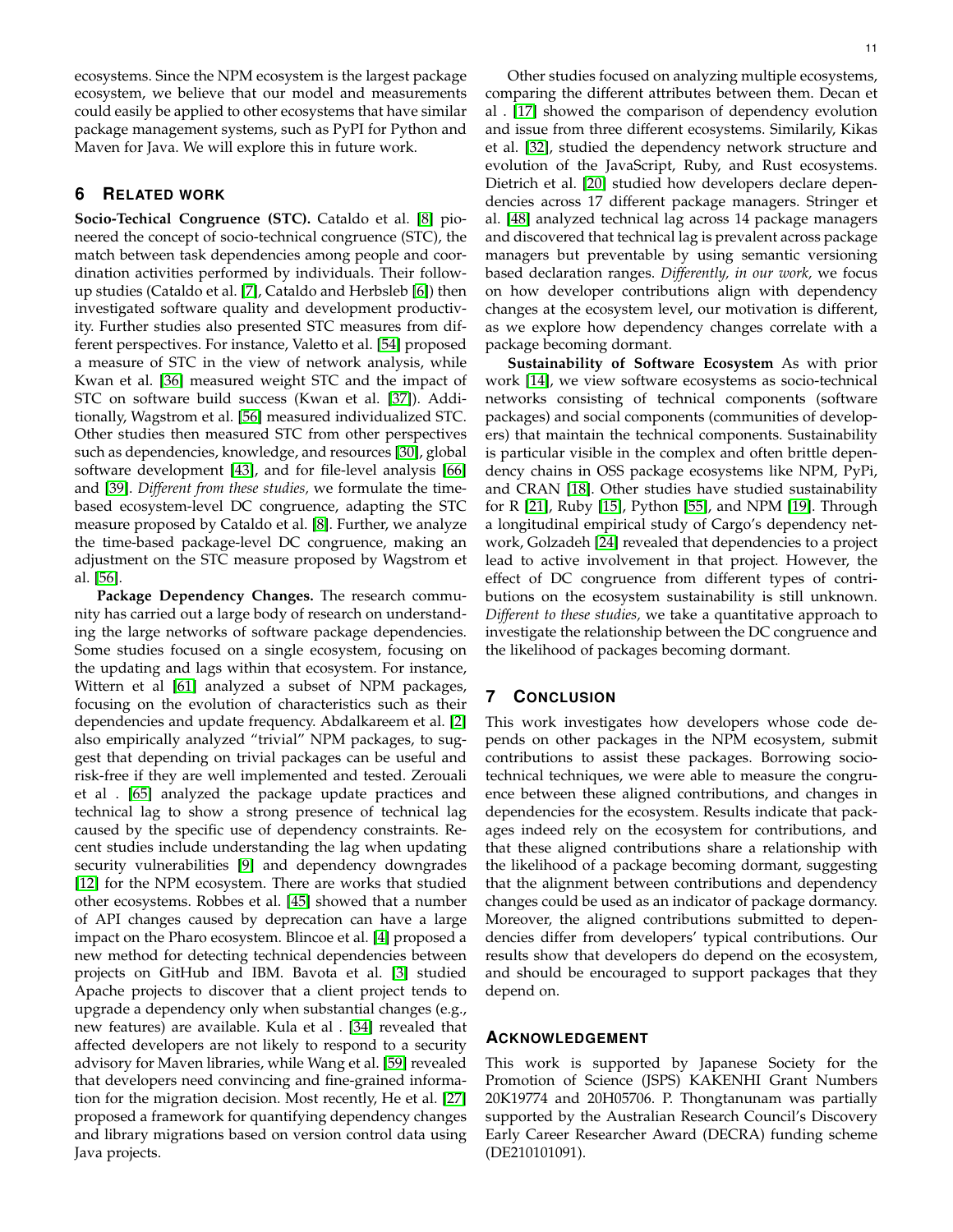ecosystems. Since the NPM ecosystem is the largest package ecosystem, we believe that our model and measurements could easily be applied to other ecosystems that have similar package management systems, such as PyPI for Python and Maven for Java. We will explore this in future work.

## 6 RELATED WORK

**Socio-Techical Congruence (STC).** Cataldo et al. [8] pioneered the concept of socio-technical congruence (STC), the match between task dependencies among people and coordination activities performed by individuals. Their follow-up studies (Cataldo et al. [7], Cataldo and Herbsleb [6]) then investigated software quality and development productivity. Further studies also presented STC measures from different perspectives. For instance, Valetto et al. [54] proposed a measure of STC in the view of network analysis, while Kwan et al. [36] measured weight STC and the impact of STC on software build success (Kwan et al. [37]). Additionally, Wagstrom et al. [56] measured individualized STC. Other studies then measured STC from other perspectives such as dependencies, knowledge, and resources [30], global software development [43], and for file-level analysis [66] and [39]. *Different from these studies,* we formulate the time-based ecosystem-level DC congruence, adapting the STC measure proposed by Cataldo et al. [8]. Further, we analyze the time-based package-level DC congruence, making an adjustment on the STC measure proposed by Wagstrom et al. [56].

**Package Dependency Changes.** The research community has carried out a large body of research on understanding the large networks of software package dependencies. Some studies focused on a single ecosystem, focusing on the updating and lags within that ecosystem. For instance, Wittern et al [61] analyzed a subset of NPM packages, focusing on the evolution of characteristics such as their dependencies and update frequency. Abdalkareem et al. [2] also empirically analyzed "trivial" NPM packages, to suggest that depending on trivial packages can be useful and risk-free if they are well implemented and tested. Zerouali et al . [65] analyzed the package update practices and technical lag to show a strong presence of technical lag caused by the specific use of dependency constraints. Recent studies include understanding the lag when updating security vulnerabilities [9] and dependency downgrades [12] for the NPM ecosystem. There are works that studied other ecosystems. Robbes et al. [45] showed that a number of API changes caused by deprecation can have a large impact on the Pharo ecosystem. Blincoe et al. [4] proposed a new method for detecting technical dependencies between projects on GitHub and IBM. Bavota et al. [3] studied Apache projects to discover that a client project tends to upgrade a dependency only when substantial changes (e.g., new features) are available. Kula et al . [34] revealed that affected developers are not likely to respond to a security advisory for Maven libraries, while Wang et al. [59] revealed that developers need convincing and fine-grained information for the migration decision. Most recently, He et al. [27] proposed a framework for quantifying dependency changes and library migrations based on version control data using Java projects.

Other studies focused on analyzing multiple ecosystems, comparing the different attributes between them. Decan et al . [17] showed the comparison of dependency evolution and issue from three different ecosystems. Similarily, Kikas et al. [32], studied the dependency network structure and evolution of the JavaScript, Ruby, and Rust ecosystems. Dietrich et al. [20] studied how developers declare dependencies across 17 different package managers. Stringer et al. [48] analyzed technical lag across 14 package managers and discovered that technical lag is prevalent across package managers but preventable by using semantic versioning based declaration ranges. *Differently, in our work,* we focus on how developer contributions align with dependency changes at the ecosystem level, our motivation is different, as we explore how dependency changes correlate with a package becoming dormant.

**Sustainability of Software Ecosystem** As with prior work [14], we view software ecosystems as socio-technical networks consisting of technical components (software packages) and social components (communities of developers) that maintain the technical components. Sustainability is particular visible in the complex and often brittle dependency chains in OSS package ecosystems like NPM, PyPi, and CRAN [18]. Other studies have studied sustainability for R [21], Ruby [15], Python [55], and NPM [19]. Through a longitudinal empirical study of Cargo's dependency network, Golzadeh [24] revealed that dependencies to a project lead to active involvement in that project. However, the effect of DC congruence from different types of contributions on the ecosystem sustainability is still unknown. *Different to these studies,* we take a quantitative approach to investigate the relationship between the DC congruence and the likelihood of packages becoming dormant.

## 7 CONCLUSION

This work investigates how developers whose code depends on other packages in the NPM ecosystem, submit contributions to assist these packages. Borrowing socio-technical techniques, we were able to measure the congruence between these aligned contributions, and changes in dependencies for the ecosystem. Results indicate that packages indeed rely on the ecosystem for contributions, and that these aligned contributions share a relationship with the likelihood of a package becoming dormant, suggesting that the alignment between contributions and dependency changes could be used as an indicator of package dormancy. Moreover, the aligned contributions submitted to dependencies differ from developers' typical contributions. Our results show that developers do depend on the ecosystem, and should be encouraged to support packages that they depend on.

## ACKNOWLEDGEMENT

This work is supported by Japanese Society for the Promotion of Science (JSPS) KAKENHI Grant Numbers 20K19774 and 20H05706. P. Thongtanunam was partially supported by the Australian Research Council's Discovery Early Career Researcher Award (DECRA) funding scheme (DE210101091).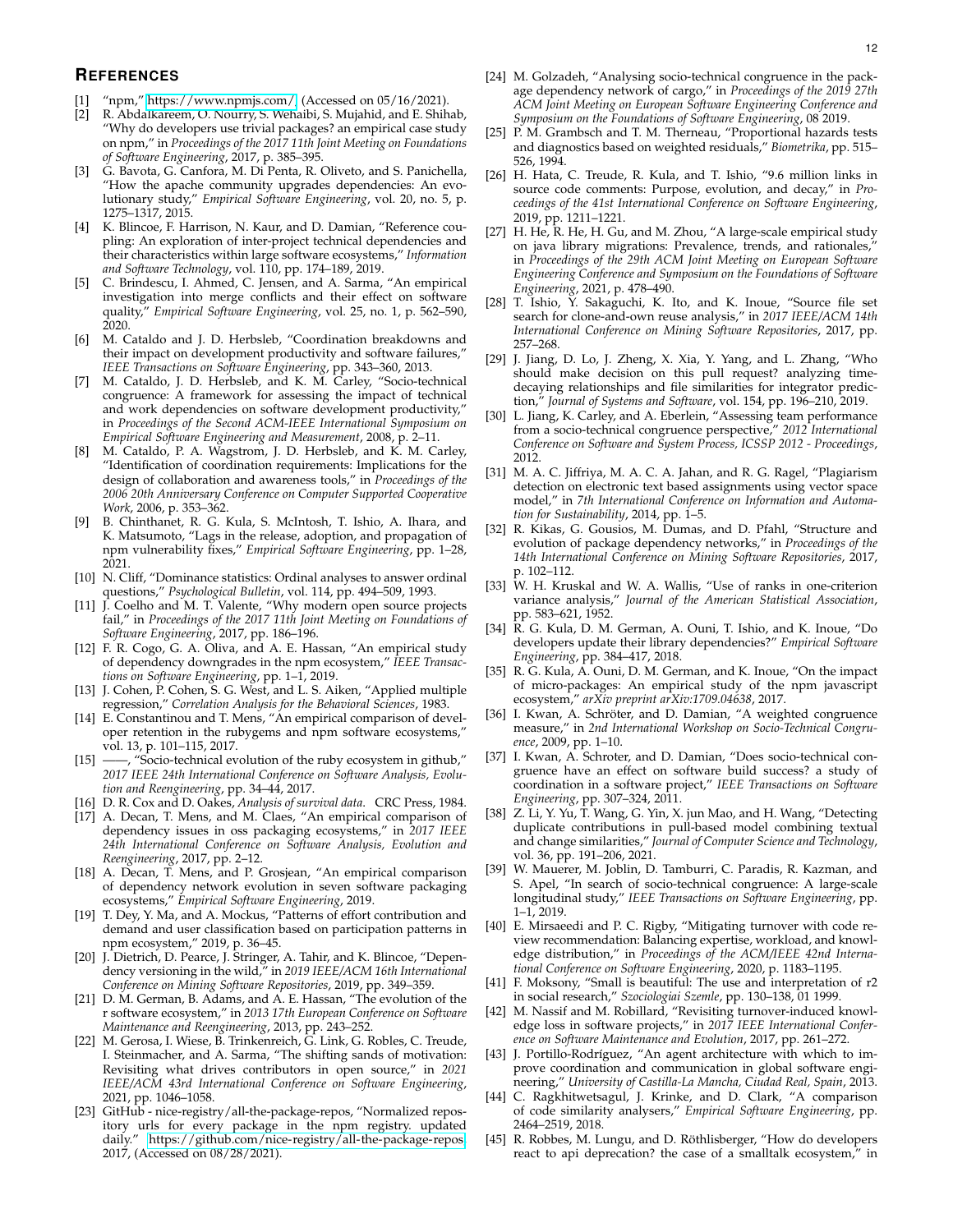## References

[1] "npm," https://www.npmjs.com/, (Accessed on 05/16/2021).

[2] R. Abdalkareem, O. Nourry, S. Wehaibi, S. Mujahid, and E. Shihab, "Why do developers use trivial packages? an empirical case study on npm," in *Proceedings of the 2017 11th Joint Meeting on Foundations of Software Engineering*, 2017, p. 385–395.

[3] G. Bavota, G. Canfora, M. Di Penta, R. Oliveto, and S. Panichella, "How the apache community upgrades dependencies: An evolutionary study," *Empirical Software Engineering*, vol. 20, no. 5, p. 1275–1317, 2015.

[4] K. Blincoe, F. Harrison, N. Kaur, and D. Damian, "Reference coupling: An exploration of inter-project technical dependencies and their characteristics within large software ecosystems," *Information and Software Technology*, vol. 110, pp. 174–189, 2019.

[5] C. Brindescu, I. Ahmed, C. Jensen, and A. Sarma, "An empirical investigation into merge conflicts and their effect on software quality," *Empirical Software Engineering*, vol. 25, no. 1, p. 562–590, 2020.

[6] M. Cataldo and J. D. Herbsleb, "Coordination breakdowns and their impact on development productivity and software failures," *IEEE Transactions on Software Engineering*, pp. 343–360, 2013.

[7] M. Cataldo, J. D. Herbsleb, and K. M. Carley, "Socio-technical congruence: A framework for assessing the impact of technical and work dependencies on software development productivity," in *Proceedings of the Second ACM-IEEE International Symposium on Empirical Software Engineering and Measurement*, 2008, p. 2–11.

[8] M. Cataldo, P. A. Wagstrom, J. D. Herbsleb, and K. M. Carley, "Identification of coordination requirements: Implications for the design of collaboration and awareness tools," in *Proceedings of the 2006 20th Anniversary Conference on Computer Supported Cooperative Work*, 2006, p. 353–362.

[9] B. Chinthanet, R. G. Kula, S. McIntosh, T. Ishio, A. Ihara, and K. Matsumoto, "Lags in the release, adoption, and propagation of npm vulnerability fixes," *Empirical Software Engineering*, pp. 1–28, 2021.

[10] N. Cliff, "Dominance statistics: Ordinal analyses to answer ordinal questions," *Psychological Bulletin*, vol. 114, pp. 494–509, 1993.

[11] J. Coelho and M. T. Valente, "Why modern open source projects fail," in *Proceedings of the 2017 11th Joint Meeting on Foundations of Software Engineering*, 2017, pp. 186–196.

[12] F. R. Cogo, G. A. Oliva, and A. E. Hassan, "An empirical study of dependency downgrades in the npm ecosystem," *IEEE Transactions on Software Engineering*, pp. 1–1, 2019.

[13] J. Cohen, P. Cohen, S. G. West, and L. S. Aiken, "Applied multiple regression," *Correlation Analysis for the Behavioral Sciences*, 1983.

[14] E. Constantinou and T. Mens, "An empirical comparison of developer retention in the rubygems and npm software ecosystems," vol. 13, p. 101–115, 2017.

[15] ——, "Socio-technical evolution of the ruby ecosystem in github," *2017 IEEE 24th International Conference on Software Analysis, Evolution and Reengineering*, pp. 34–44, 2017.

[16] D. R. Cox and D. Oakes, *Analysis of survival data*. CRC Press, 1984.

[17] A. Decan, T. Mens, and M. Claes, "An empirical comparison of dependency issues in oss packaging ecosystems," in *2017 IEEE 24th International Conference on Software Analysis, Evolution and Reengineering*, 2017, pp. 2–12.

[18] A. Decan, T. Mens, and P. Grosjean, "An empirical comparison of dependency network evolution in seven software packaging ecosystems," *Empirical Software Engineering*, 2019.

[19] T. Dey, Y. Ma, and A. Mockus, "Patterns of effort contribution and demand and user classification based on participation patterns in npm ecosystem," 2019, p. 36–45.

[20] J. Dietrich, D. Pearce, J. Stringer, A. Tahir, and K. Blincoe, "Dependency versioning in the wild," in *2019 IEEE/ACM 16th International Conference on Mining Software Repositories*, 2019, pp. 349–359.

[21] D. M. German, B. Adams, and A. E. Hassan, "The evolution of the r software ecosystem," in *2013 17th European Conference on Software Maintenance and Reengineering*, 2013, pp. 243–252.

[22] M. Gerosa, I. Wiese, B. Trinkenreich, G. Link, G. Robles, C. Treude, I. Steinmacher, and A. Sarma, "The shifting sands of motivation: Revisiting what drives contributors in open source," in *2021 IEEE/ACM 43rd International Conference on Software Engineering*, 2021, pp. 1046–1058.

[23] GitHub - nice-registry/all-the-package-repos, "Normalized repository urls for every package in the npm registry. updated daily." https://github.com/nice-registry/all-the-package-repos, 2017, (Accessed on 08/28/2021).

[24] M. Golzadeh, "Analysing socio-technical congruence in the package dependency network of cargo," in *Proceedings of the 2019 27th ACM Joint Meeting on European Software Engineering Conference and Symposium on the Foundations of Software Engineering*, 08 2019.

[25] P. M. Grambsch and T. M. Therneau, "Proportional hazards tests and diagnostics based on weighted residuals," *Biometrika*, pp. 515–526, 1994.

[26] H. Hata, C. Treude, R. Kula, and T. Ishio, "9.6 million links in source code comments: Purpose, evolution, and decay," in *Proceedings of the 41st International Conference on Software Engineering*, 2019, pp. 1211–1221.

[27] H. He, R. He, H. Gu, and M. Zhou, "A large-scale empirical study on java library migrations: Prevalence, trends, and rationales," in *Proceedings of the 29th ACM Joint Meeting on European Software Engineering Conference and Symposium on the Foundations of Software Engineering*, 2021, p. 478–490.

[28] T. Ishio, Y. Sakaguchi, K. Ito, and K. Inoue, "Source file set search for clone-and-own reuse analysis," in *2017 IEEE/ACM 14th International Conference on Mining Software Repositories*, 2017, pp. 257–268.

[29] J. Jiang, D. Lo, J. Zheng, X. Xia, Y. Yang, and L. Zhang, "Who should make decision on this pull request? analyzing time-decaying relationships and file similarities for integrator prediction," *Journal of Systems and Software*, vol. 154, pp. 196–210, 2019.

[30] L. Jiang, K. Carley, and A. Eberlein, "Assessing team performance from a socio-technical congruence perspective," *2012 International Conference on Software and System Process, ICSSP 2012 - Proceedings*, 2012.

[31] M. A. C. Jiffriya, M. A. C. A. Jahan, and R. G. Ragel, "Plagiarism detection on electronic text based assignments using vector space model," in *7th International Conference on Information and Automation for Sustainability*, 2014, pp. 1–5.

[32] R. Kikas, G. Gousios, M. Dumas, and D. Pfahl, "Structure and evolution of package dependency networks," in *Proceedings of the 14th International Conference on Mining Software Repositories*, 2017, p. 102–112.

[33] W. H. Kruskal and W. A. Wallis, "Use of ranks in one-criterion variance analysis," *Journal of the American Statistical Association*, pp. 583–621, 1952.

[34] R. G. Kula, D. M. German, A. Ouni, T. Ishio, and K. Inoue, "Do developers update their library dependencies?" *Empirical Software Engineering*, pp. 384–417, 2018.

[35] R. G. Kula, A. Ouni, D. M. German, and K. Inoue, "On the impact of micro-packages: An empirical study of the npm javascript ecosystem," *arXiv preprint arXiv:1709.04638*, 2017.

[36] I. Kwan, A. Schröter, and D. Damian, "A weighted congruence measure," in *2nd International Workshop on Socio-Technical Congruence*, 2009, pp. 1–10.

[37] I. Kwan, A. Schroter, and D. Damian, "Does socio-technical congruence have an effect on software build success? a study of coordination in a software project," *IEEE Transactions on Software Engineering*, pp. 307–324, 2011.

[38] Z. Li, Y. Yu, T. Wang, G. Yin, X. jun Mao, and H. Wang, "Detecting duplicate contributions in pull-based model combining textual and change similarities," *Journal of Computer Science and Technology*, vol. 36, pp. 191–206, 2021.

[39] W. Mauerer, M. Joblin, D. Tamburri, C. Paradis, R. Kazman, and S. Apel, "In search of socio-technical congruence: A large-scale longitudinal study," *IEEE Transactions on Software Engineering*, pp. 1–1, 2019.

[40] E. Mirsaeedi and P. C. Rigby, "Mitigating turnover with code review recommendation: Balancing expertise, workload, and knowledge distribution," in *Proceedings of the ACM/IEEE 42nd International Conference on Software Engineering*, 2020, p. 1183–1195.

[41] F. Moksony, "Small is beautiful: The use and interpretation of r2 in social research," *Szociologiai Szemle*, pp. 130–138, 01 1999.

[42] M. Nassif and M. Robillard, "Revisiting turnover-induced knowledge loss in software projects," in *2017 IEEE International Conference on Software Maintenance and Evolution*, 2017, pp. 261–272.

[43] J. Portillo-Rodríguez, "An agent architecture with which to improve coordination and communication in global software engineering," *University of Castilla-La Mancha, Ciudad Real, Spain*, 2013.

[44] C. Ragkhitwetsagul, J. Krinke, and D. Clark, "A comparison of code similarity analysers," *Empirical Software Engineering*, pp. 2464–2519, 2018.

[45] R. Robbes, M. Lungu, and D. Röthlisberger, "How do developers react to api deprecation? the case of a smalltalk ecosystem," in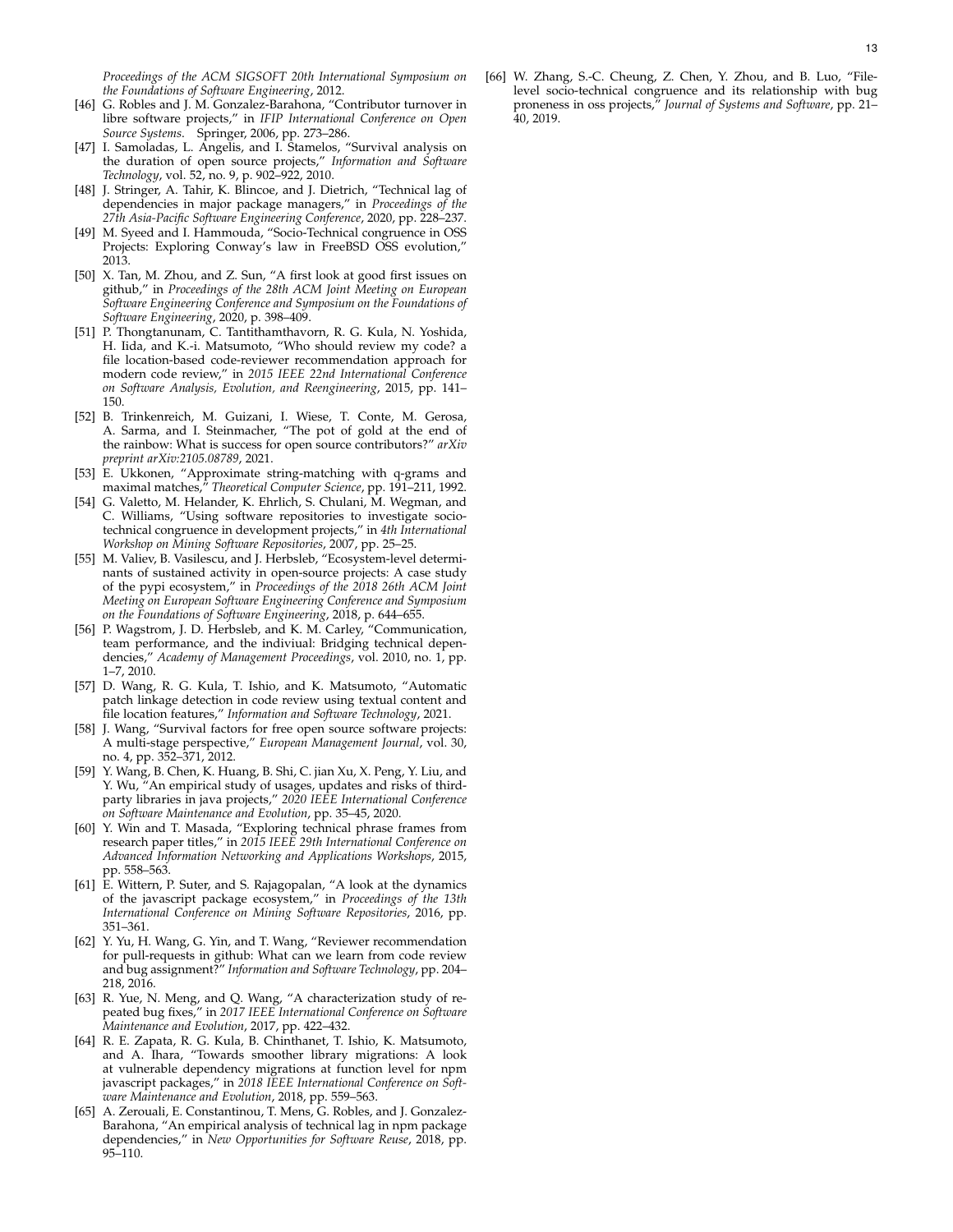*Proceedings of the ACM SIGSOFT 20th International Symposium on the Foundations of Software Engineering*, 2012.

[46] G. Robles and J. M. Gonzalez-Barahona, "Contributor turnover in libre software projects," in *IFIP International Conference on Open Source Systems*. Springer, 2006, pp. 273–286.

[47] I. Samoladas, L. Angelis, and I. Stamelos, "Survival analysis on the duration of open source projects," *Information and Software Technology*, vol. 52, no. 9, p. 902–922, 2010.

[48] J. Stringer, A. Tahir, K. Blincoe, and J. Dietrich, "Technical lag of dependencies in major package managers," in *Proceedings of the 27th Asia-Pacific Software Engineering Conference*, 2020, pp. 228–237.

[49] M. Syeed and I. Hammouda, "Socio-Technical congruence in OSS Projects: Exploring Conway's law in FreeBSD OSS evolution," 2013.

[50] X. Tan, M. Zhou, and Z. Sun, "A first look at good first issues on github," in *Proceedings of the 28th ACM Joint Meeting on European Software Engineering Conference and Symposium on the Foundations of Software Engineering*, 2020, p. 398–409.

[51] P. Thongtanunam, C. Tantithamthavorn, R. G. Kula, N. Yoshida, H. Iida, and K.-i. Matsumoto, "Who should review my code? a file location-based code-reviewer recommendation approach for modern code review," in *2015 IEEE 22nd International Conference on Software Analysis, Evolution, and Reengineering*, 2015, pp. 141–150.

[52] B. Trinkenreich, M. Guizani, I. Wiese, T. Conte, M. Gerosa, A. Sarma, and I. Steinmacher, "The pot of gold at the end of the rainbow: What is success for open source contributors?" *arXiv preprint arXiv:2105.08789*, 2021.

[53] E. Ukkonen, "Approximate string-matching with q-grams and maximal matches," *Theoretical Computer Science*, pp. 191–211, 1992.

[54] G. Valetto, M. Helander, K. Ehrlich, S. Chulani, M. Wegman, and C. Williams, "Using software repositories to investigate socio-technical congruence in development projects," in *4th International Workshop on Mining Software Repositories*, 2007, pp. 25–25.

[55] M. Valiev, B. Vasilescu, and J. Herbsleb, "Ecosystem-level determinants of sustained activity in open-source projects: A case study of the pypi ecosystem," in *Proceedings of the 2018 26th ACM Joint Meeting on European Software Engineering Conference and Symposium on the Foundations of Software Engineering*, 2018, p. 644–655.

[56] P. Wagstrom, J. D. Herbsleb, and K. M. Carley, "Communication, team performance, and the indiviual: Bridging technical dependencies," *Academy of Management Proceedings*, vol. 2010, no. 1, pp. 1–7, 2010.

[57] D. Wang, R. G. Kula, T. Ishio, and K. Matsumoto, "Automatic patch linkage detection in code review using textual content and file location features," *Information and Software Technology*, 2021.

[58] J. Wang, "Survival factors for free open source software projects: A multi-stage perspective," *European Management Journal*, vol. 30, no. 4, pp. 352–371, 2012.

[59] Y. Wang, B. Chen, K. Huang, B. Shi, C. jian Xu, X. Peng, Y. Liu, and Y. Wu, "An empirical study of usages, updates and risks of third-party libraries in java projects," *2020 IEEE International Conference on Software Maintenance and Evolution*, pp. 35–45, 2020.

[60] Y. Win and T. Masada, "Exploring technical phrase frames from research paper titles," in *2015 IEEE 29th International Conference on Advanced Information Networking and Applications Workshops*, 2015, pp. 558–563.

[61] E. Wittern, P. Suter, and S. Rajagopalan, "A look at the dynamics of the javascript package ecosystem," in *Proceedings of the 13th International Conference on Mining Software Repositories*, 2016, pp. 351–361.

[62] Y. Yu, H. Wang, G. Yin, and T. Wang, "Reviewer recommendation for pull-requests in github: What can we learn from code review and bug assignment?" *Information and Software Technology*, pp. 204–218, 2016.

[63] R. Yue, N. Meng, and Q. Wang, "A characterization study of repeated bug fixes," in *2017 IEEE International Conference on Software Maintenance and Evolution*, 2017, pp. 422–432.

[64] R. E. Zapata, R. G. Kula, B. Chinthanet, T. Ishio, K. Matsumoto, and A. Ihara, "Towards smoother library migrations: A look at vulnerable dependency migrations at function level for npm javascript packages," in *2018 IEEE International Conference on Software Maintenance and Evolution*, 2018, pp. 559–563.

[65] A. Zerouali, E. Constantinou, T. Mens, G. Robles, and J. Gonzalez-Barahona, "An empirical analysis of technical lag in npm package dependencies," in *New Opportunities for Software Reuse*, 2018, pp. 95–110.

[66] W. Zhang, S.-C. Cheung, Z. Chen, Y. Zhou, and B. Luo, "File-level socio-technical congruence and its relationship with bug proneness in oss projects," *Journal of Systems and Software*, pp. 21–40, 2019.